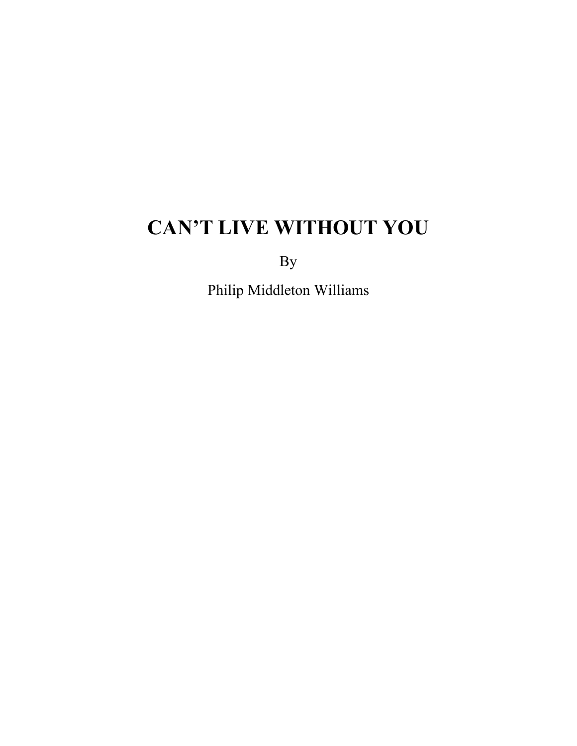# CAN'T LIVE WITHOUT YOU

By

Philip Middleton Williams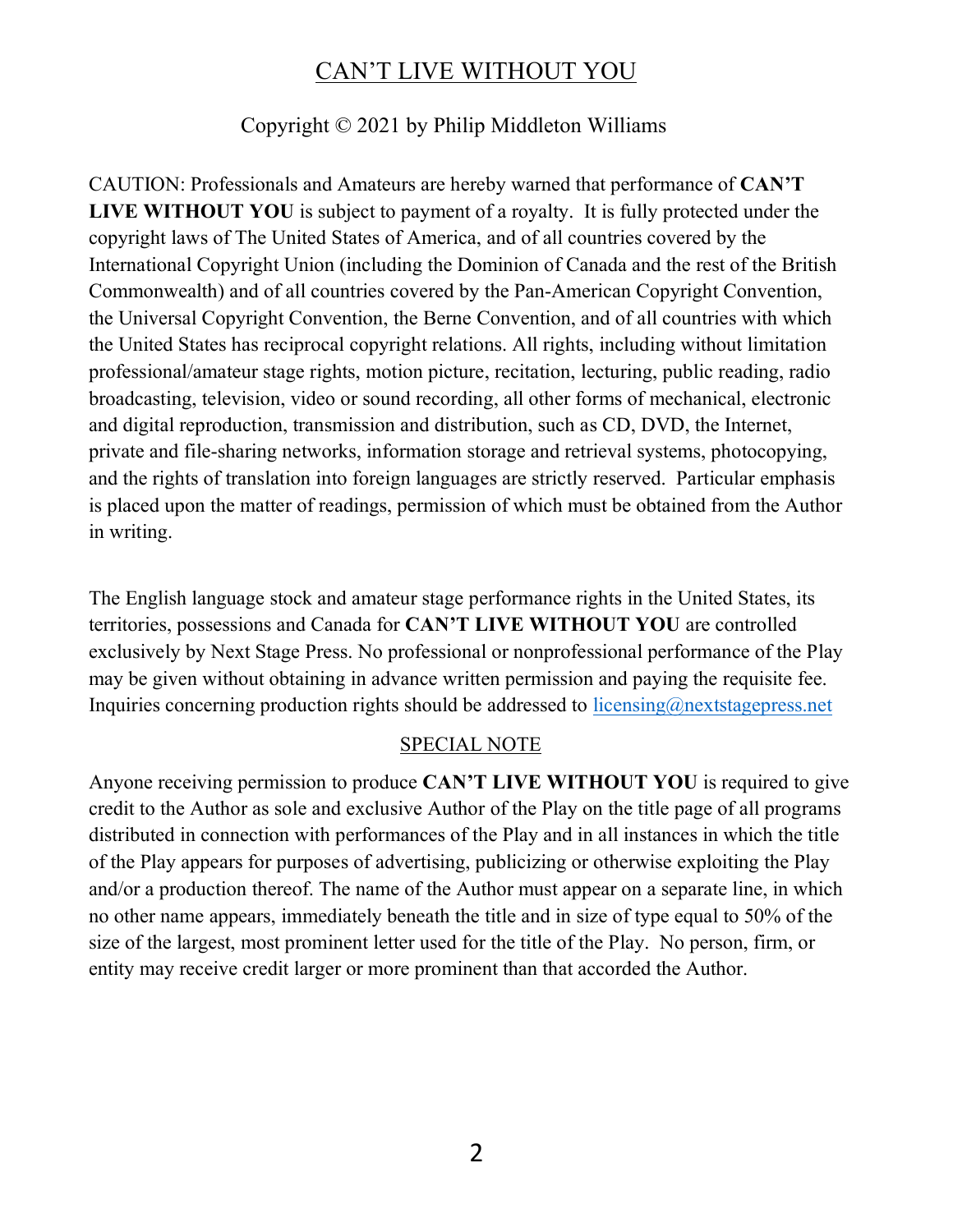# CAN'T LIVE WITHOUT YOU

Copyright © 2021 by Philip Middleton Williams

CAUTION: Professionals and Amateurs are hereby warned that performance of **CAN'T LIVE WITHOUT YOU** is subject to payment of a royalty. It is fully protected under the copyright laws of The United States of America, and of all countries covered by the International Copyright Union (including the Dominion of Canada and the rest of the British Commonwealth) and of all countries covered by the Pan-American Copyright Convention, the Universal Copyright Convention, the Berne Convention, and of all countries with which the United States has reciprocal copyright relations. All rights, including without limitation professional/amateur stage rights, motion picture, recitation, lecturing, public reading, radio broadcasting, television, video or sound recording, all other forms of mechanical, electronic and digital reproduction, transmission and distribution, such as CD, DVD, the Internet, private and file-sharing networks, information storage and retrieval systems, photocopying, and the rights of translation into foreign languages are strictly reserved. Particular emphasis is placed upon the matter of readings, permission of which must be obtained from the Author in writing.

The English language stock and amateur stage performance rights in the United States, its territories, possessions and Canada for **CAN'T LIVE WITHOUT YOU** are controlled exclusively by Next Stage Press. No professional or nonprofessional performance of the Play may be given without obtaining in advance written permission and paying the requisite fee. Inquiries concerning production rights should be addressed to licensing@nextstagepress.net

## SPECIAL NOTE

Anyone receiving permission to produce **CAN'T LIVE WITHOUT YOU** is required to give credit to the Author as sole and exclusive Author of the Play on the title page of all programs distributed in connection with performances of the Play and in all instances in which the title of the Play appears for purposes of advertising, publicizing or otherwise exploiting the Play and/or a production thereof. The name of the Author must appear on a separate line, in which no other name appears, immediately beneath the title and in size of type equal to 50% of the size of the largest, most prominent letter used for the title of the Play. No person, firm, or entity may receive credit larger or more prominent than that accorded the Author.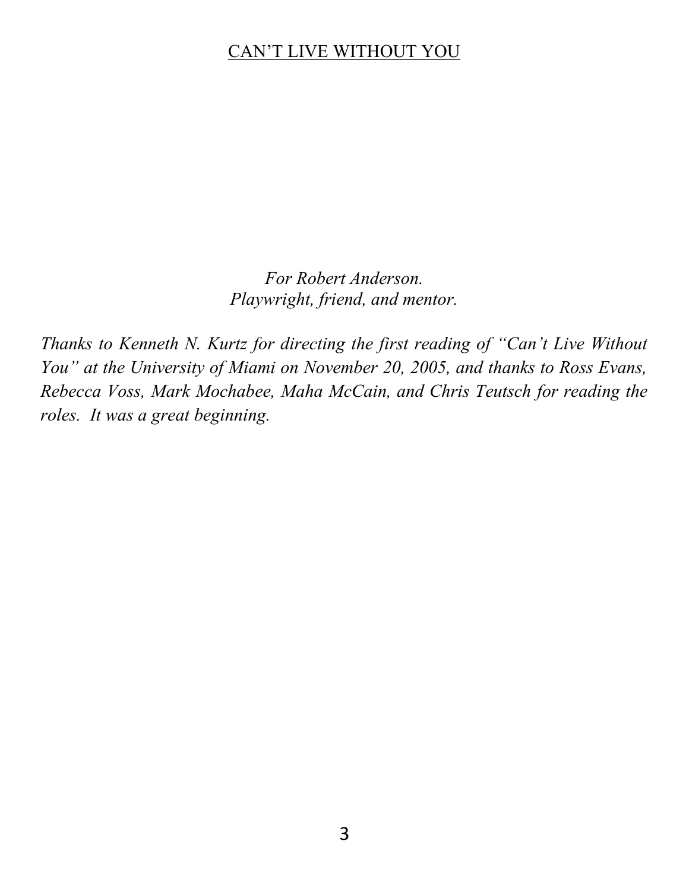CAN'T LIVE WITHOUT YOU

*For Robert Anderson.*
*Playwright, friend, and mentor.*

*Thanks to Kenneth N. Kurtz for directing the first reading of "Can't Live Without You" at the University of Miami on November 20, 2005, and thanks to Ross Evans, Rebecca Voss, Mark Mochabee, Maha McCain, and Chris Teutsch for reading the roles. It was a great beginning.*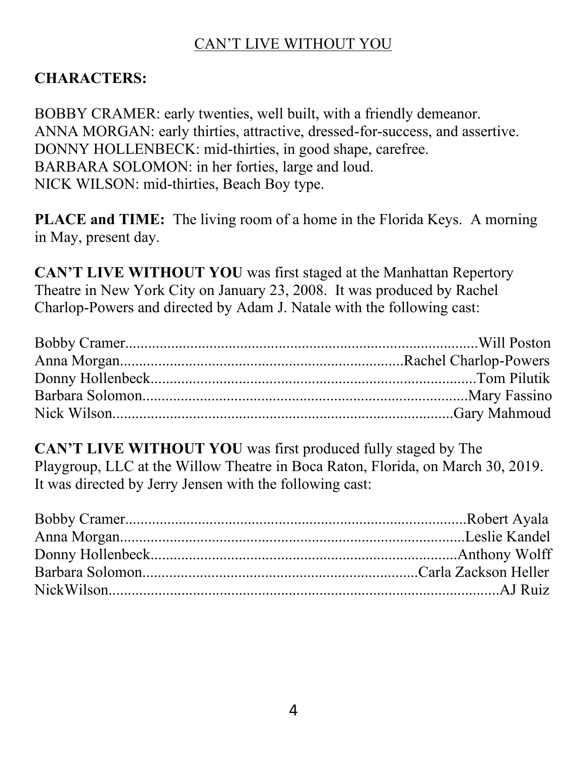# CAN'T LIVE WITHOUT YOU

**CHARACTERS:**

BOBBY CRAMER: early twenties, well built, with a friendly demeanor.
ANNA MORGAN: early thirties, attractive, dressed-for-success, and assertive.
DONNY HOLLENBECK: mid-thirties, in good shape, carefree.
BARBARA SOLOMON: in her forties, large and loud.
NICK WILSON: mid-thirties, Beach Boy type.

**PLACE and TIME:** The living room of a home in the Florida Keys. A morning in May, present day.

**CAN'T LIVE WITHOUT YOU** was first staged at the Manhattan Repertory Theatre in New York City on January 23, 2008. It was produced by Rachel Charlop-Powers and directed by Adam J. Natale with the following cast:

Bobby Cramer..........................................................................................Will Poston
Anna Morgan........................................................................Rachel Charlop-Powers
Donny Hollenbeck....................................................................................Tom Pilutik
Barbara Solomon..................................................................................Mary Fassino
Nick Wilson........................................................................................Gary Mahmoud

**CAN'T LIVE WITHOUT YOU** was first produced fully staged by The Playgroup, LLC at the Willow Theatre in Boca Raton, Florida, on March 30, 2019. It was directed by Jerry Jensen with the following cast:

Bobby Cramer........................................................................................Robert Ayala
Anna Morgan.........................................................................................Leslie Kandel
Donny Hollenbeck...............................................................................Anthony Wolff
Barbara Solomon...................................................................Carla Zackson Heller
NickWilson..................................................................................................AJ Ruiz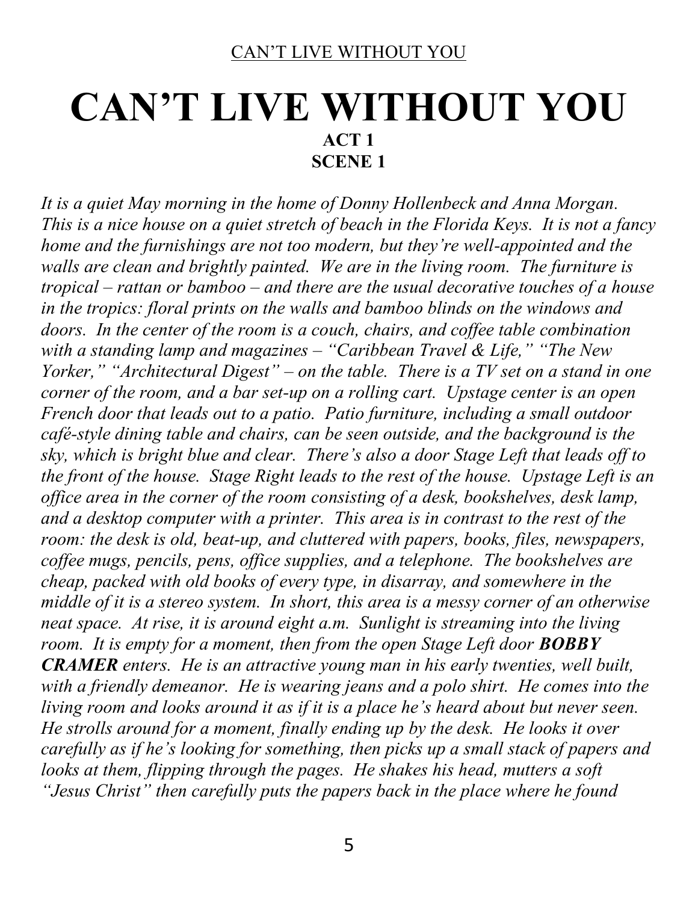# CAN'T LIVE WITHOUT YOU

**ACT 1**

**SCENE 1**

*It is a quiet May morning in the home of Donny Hollenbeck and Anna Morgan. This is a nice house on a quiet stretch of beach in the Florida Keys. It is not a fancy home and the furnishings are not too modern, but they're well-appointed and the walls are clean and brightly painted. We are in the living room. The furniture is tropical – rattan or bamboo – and there are the usual decorative touches of a house in the tropics: floral prints on the walls and bamboo blinds on the windows and doors. In the center of the room is a couch, chairs, and coffee table combination with a standing lamp and magazines – "Caribbean Travel & Life," "The New Yorker," "Architectural Digest" – on the table. There is a TV set on a stand in one corner of the room, and a bar set-up on a rolling cart. Upstage center is an open French door that leads out to a patio. Patio furniture, including a small outdoor café-style dining table and chairs, can be seen outside, and the background is the sky, which is bright blue and clear. There's also a door Stage Left that leads off to the front of the house. Stage Right leads to the rest of the house. Upstage Left is an office area in the corner of the room consisting of a desk, bookshelves, desk lamp, and a desktop computer with a printer. This area is in contrast to the rest of the room: the desk is old, beat-up, and cluttered with papers, books, files, newspapers, coffee mugs, pencils, pens, office supplies, and a telephone. The bookshelves are cheap, packed with old books of every type, in disarray, and somewhere in the middle of it is a stereo system. In short, this area is a messy corner of an otherwise neat space. At rise, it is around eight a.m. Sunlight is streaming into the living room. It is empty for a moment, then from the open Stage Left door* ***BOBBY CRAMER*** *enters. He is an attractive young man in his early twenties, well built, with a friendly demeanor. He is wearing jeans and a polo shirt. He comes into the living room and looks around it as if it is a place he's heard about but never seen. He strolls around for a moment, finally ending up by the desk. He looks it over carefully as if he's looking for something, then picks up a small stack of papers and looks at them, flipping through the pages. He shakes his head, mutters a soft "Jesus Christ" then carefully puts the papers back in the place where he found*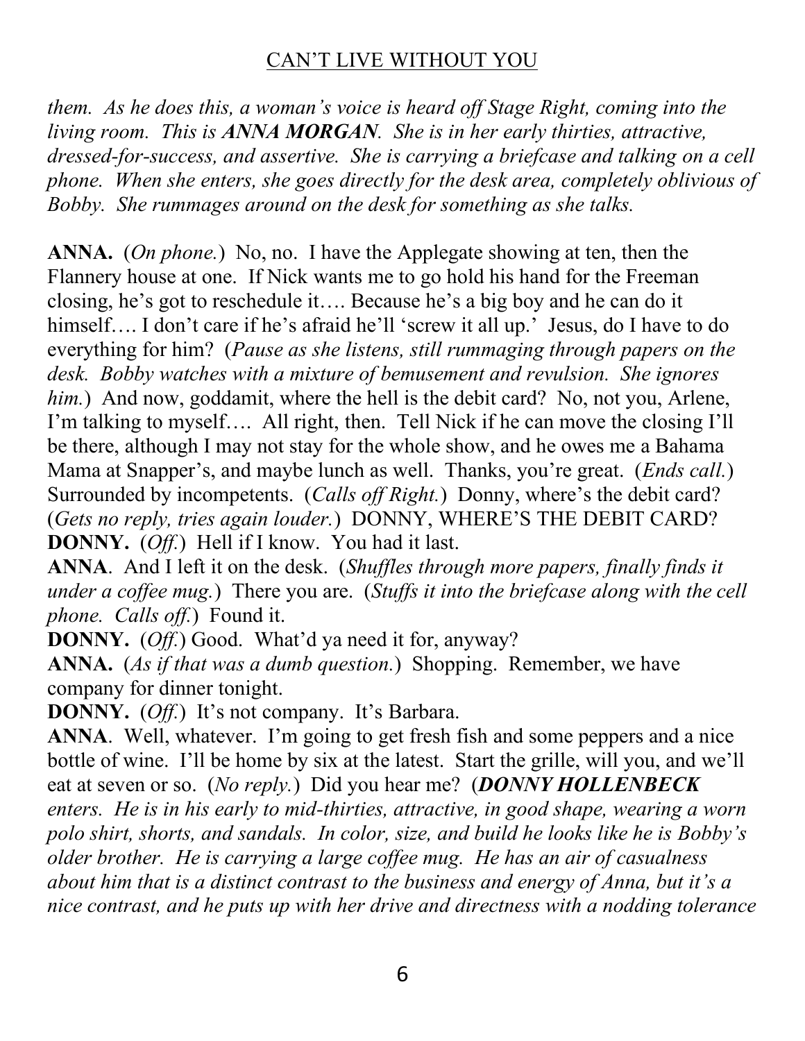*them. As he does this, a woman's voice is heard off Stage Right, coming into the living room. This is **ANNA MORGAN**. She is in her early thirties, attractive, dressed-for-success, and assertive. She is carrying a briefcase and talking on a cell phone. When she enters, she goes directly for the desk area, completely oblivious of Bobby. She rummages around on the desk for something as she talks.*

**ANNA.** (*On phone.*) No, no. I have the Applegate showing at ten, then the Flannery house at one. If Nick wants me to go hold his hand for the Freeman closing, he's got to reschedule it…. Because he's a big boy and he can do it himself…. I don't care if he's afraid he'll 'screw it all up.' Jesus, do I have to do everything for him? (*Pause as she listens, still rummaging through papers on the desk. Bobby watches with a mixture of bemusement and revulsion. She ignores him.*) And now, goddamit, where the hell is the debit card? No, not you, Arlene, I'm talking to myself…. All right, then. Tell Nick if he can move the closing I'll be there, although I may not stay for the whole show, and he owes me a Bahama Mama at Snapper's, and maybe lunch as well. Thanks, you're great. (*Ends call.*) Surrounded by incompetents. (*Calls off Right.*) Donny, where's the debit card? (*Gets no reply, tries again louder.*) DONNY, WHERE'S THE DEBIT CARD?
**DONNY.** (*Off.*) Hell if I know. You had it last.
**ANNA**. And I left it on the desk. (*Shuffles through more papers, finally finds it under a coffee mug.*) There you are. (*Stuffs it into the briefcase along with the cell phone. Calls off.*) Found it.
**DONNY.** (*Off.*) Good. What'd ya need it for, anyway?
**ANNA.** (*As if that was a dumb question.*) Shopping. Remember, we have company for dinner tonight.
**DONNY.** (*Off.*) It's not company. It's Barbara.
**ANNA**. Well, whatever. I'm going to get fresh fish and some peppers and a nice bottle of wine. I'll be home by six at the latest. Start the grille, will you, and we'll eat at seven or so. (*No reply.*) Did you hear me? (***DONNY HOLLENBECK*** *enters. He is in his early to mid-thirties, attractive, in good shape, wearing a worn polo shirt, shorts, and sandals. In color, size, and build he looks like he is Bobby's older brother. He is carrying a large coffee mug. He has an air of casualness about him that is a distinct contrast to the business and energy of Anna, but it's a nice contrast, and he puts up with her drive and directness with a nodding tolerance*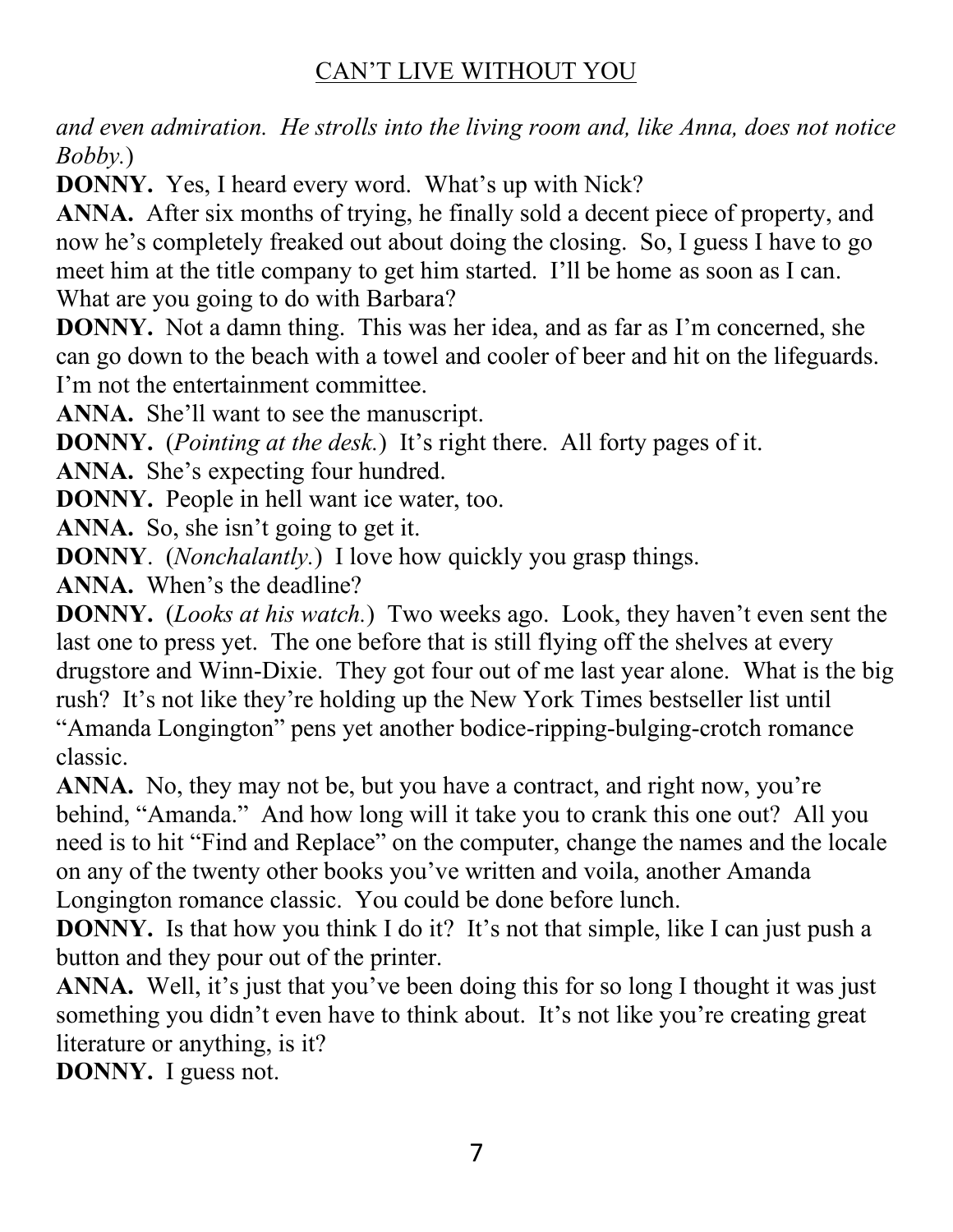*and even admiration. He strolls into the living room and, like Anna, does not notice Bobby.*)

**DONNY.** Yes, I heard every word. What's up with Nick?

**ANNA.** After six months of trying, he finally sold a decent piece of property, and now he's completely freaked out about doing the closing. So, I guess I have to go meet him at the title company to get him started. I'll be home as soon as I can. What are you going to do with Barbara?

**DONNY.** Not a damn thing. This was her idea, and as far as I'm concerned, she can go down to the beach with a towel and cooler of beer and hit on the lifeguards. I'm not the entertainment committee.

**ANNA.** She'll want to see the manuscript.

**DONNY.** (*Pointing at the desk.*) It's right there. All forty pages of it.

**ANNA.** She's expecting four hundred.

**DONNY.** People in hell want ice water, too.

**ANNA.** So, she isn't going to get it.

**DONNY**. (*Nonchalantly.*) I love how quickly you grasp things.

**ANNA.** When's the deadline?

**DONNY.** (*Looks at his watch.*) Two weeks ago. Look, they haven't even sent the last one to press yet. The one before that is still flying off the shelves at every drugstore and Winn-Dixie. They got four out of me last year alone. What is the big rush? It's not like they're holding up the New York Times bestseller list until "Amanda Longington" pens yet another bodice-ripping-bulging-crotch romance classic.

**ANNA.** No, they may not be, but you have a contract, and right now, you're behind, "Amanda." And how long will it take you to crank this one out? All you need is to hit "Find and Replace" on the computer, change the names and the locale on any of the twenty other books you've written and voila, another Amanda Longington romance classic. You could be done before lunch.

**DONNY.** Is that how you think I do it? It's not that simple, like I can just push a button and they pour out of the printer.

**ANNA.** Well, it's just that you've been doing this for so long I thought it was just something you didn't even have to think about. It's not like you're creating great literature or anything, is it?

**DONNY.** I guess not.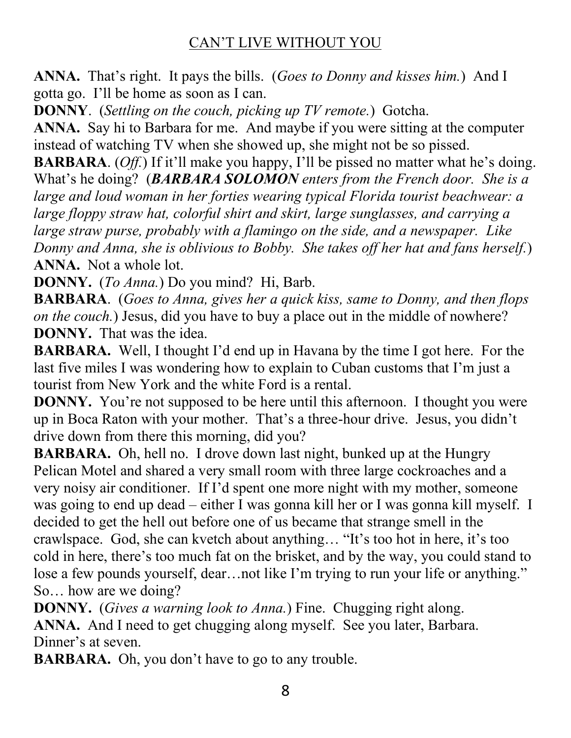**ANNA.** That's right. It pays the bills. (*Goes to Donny and kisses him.*) And I gotta go. I'll be home as soon as I can.

**DONNY**. (*Settling on the couch, picking up TV remote.*) Gotcha.

**ANNA.** Say hi to Barbara for me. And maybe if you were sitting at the computer instead of watching TV when she showed up, she might not be so pissed.

**BARBARA**. (*Off.*) If it'll make you happy, I'll be pissed no matter what he's doing. What's he doing? (***BARBARA SOLOMON** enters from the French door. She is a large and loud woman in her forties wearing typical Florida tourist beachwear: a large floppy straw hat, colorful shirt and skirt, large sunglasses, and carrying a large straw purse, probably with a flamingo on the side, and a newspaper. Like Donny and Anna, she is oblivious to Bobby. She takes off her hat and fans herself.*)

**ANNA.** Not a whole lot.

**DONNY.** (*To Anna.*) Do you mind? Hi, Barb.

**BARBARA**. (*Goes to Anna, gives her a quick kiss, same to Donny, and then flops on the couch.*) Jesus, did you have to buy a place out in the middle of nowhere?

**DONNY.** That was the idea.

**BARBARA.** Well, I thought I'd end up in Havana by the time I got here. For the last five miles I was wondering how to explain to Cuban customs that I'm just a tourist from New York and the white Ford is a rental.

**DONNY.** You're not supposed to be here until this afternoon. I thought you were up in Boca Raton with your mother. That's a three-hour drive. Jesus, you didn't drive down from there this morning, did you?

**BARBARA.** Oh, hell no. I drove down last night, bunked up at the Hungry Pelican Motel and shared a very small room with three large cockroaches and a very noisy air conditioner. If I'd spent one more night with my mother, someone was going to end up dead – either I was gonna kill her or I was gonna kill myself. I decided to get the hell out before one of us became that strange smell in the crawlspace. God, she can kvetch about anything… "It's too hot in here, it's too cold in here, there's too much fat on the brisket, and by the way, you could stand to lose a few pounds yourself, dear…not like I'm trying to run your life or anything." So… how are we doing?

**DONNY.** (*Gives a warning look to Anna.*) Fine. Chugging right along.

**ANNA.** And I need to get chugging along myself. See you later, Barbara. Dinner's at seven.

**BARBARA.** Oh, you don't have to go to any trouble.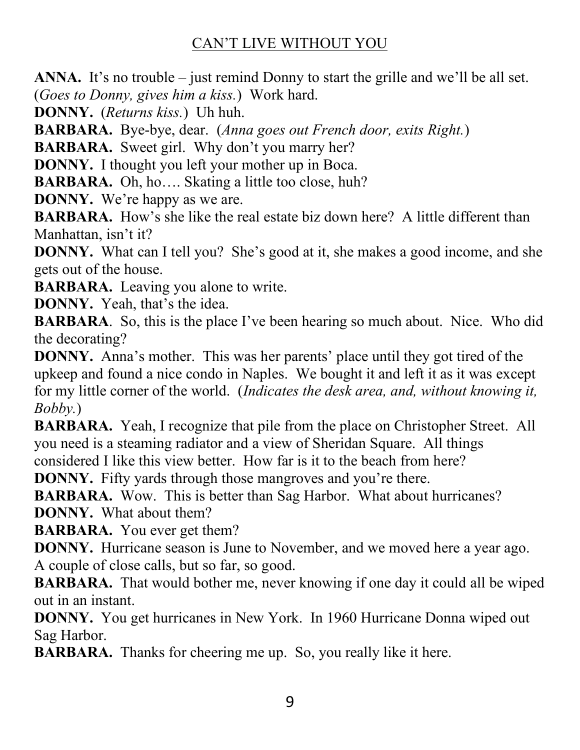**ANNA.** It's no trouble – just remind Donny to start the grille and we'll be all set. (*Goes to Donny, gives him a kiss.*) Work hard.

**DONNY.** (*Returns kiss.*) Uh huh.

**BARBARA.** Bye-bye, dear. (*Anna goes out French door, exits Right.*)

**BARBARA.** Sweet girl. Why don't you marry her?

**DONNY.** I thought you left your mother up in Boca.

**BARBARA.** Oh, ho…. Skating a little too close, huh?

**DONNY.** We're happy as we are.

**BARBARA.** How's she like the real estate biz down here? A little different than Manhattan, isn't it?

**DONNY.** What can I tell you? She's good at it, she makes a good income, and she gets out of the house.

**BARBARA.** Leaving you alone to write.

**DONNY.** Yeah, that's the idea.

**BARBARA**. So, this is the place I've been hearing so much about. Nice. Who did the decorating?

**DONNY.** Anna's mother. This was her parents' place until they got tired of the upkeep and found a nice condo in Naples. We bought it and left it as it was except for my little corner of the world. (*Indicates the desk area, and, without knowing it, Bobby.*)

**BARBARA.** Yeah, I recognize that pile from the place on Christopher Street. All you need is a steaming radiator and a view of Sheridan Square. All things considered I like this view better. How far is it to the beach from here?

**DONNY.** Fifty yards through those mangroves and you're there.

**BARBARA.** Wow. This is better than Sag Harbor. What about hurricanes?

**DONNY.** What about them?

**BARBARA.** You ever get them?

**DONNY.** Hurricane season is June to November, and we moved here a year ago. A couple of close calls, but so far, so good.

**BARBARA.** That would bother me, never knowing if one day it could all be wiped out in an instant.

**DONNY.** You get hurricanes in New York. In 1960 Hurricane Donna wiped out Sag Harbor.

**BARBARA.** Thanks for cheering me up. So, you really like it here.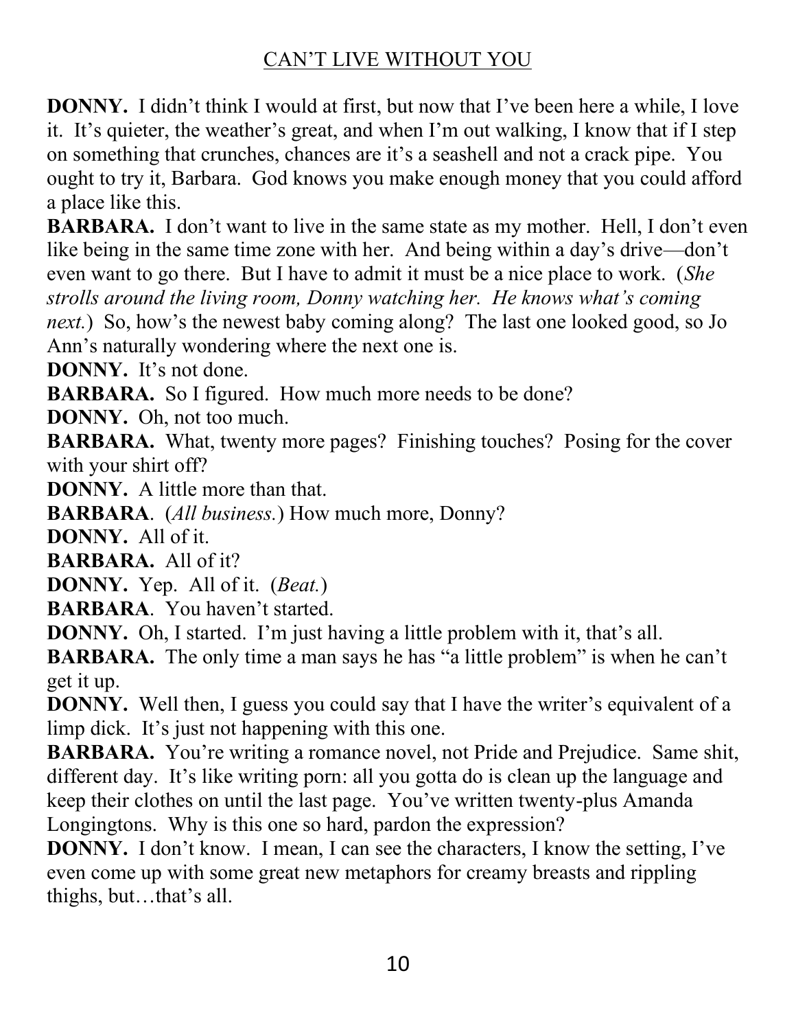**DONNY.** I didn't think I would at first, but now that I've been here a while, I love it. It's quieter, the weather's great, and when I'm out walking, I know that if I step on something that crunches, chances are it's a seashell and not a crack pipe. You ought to try it, Barbara. God knows you make enough money that you could afford a place like this.

**BARBARA.** I don't want to live in the same state as my mother. Hell, I don't even like being in the same time zone with her. And being within a day's drive—don't even want to go there. But I have to admit it must be a nice place to work. (*She strolls around the living room, Donny watching her. He knows what's coming next.*) So, how's the newest baby coming along? The last one looked good, so Jo Ann's naturally wondering where the next one is.

**DONNY.** It's not done.

**BARBARA.** So I figured. How much more needs to be done?

**DONNY.** Oh, not too much.

**BARBARA.** What, twenty more pages? Finishing touches? Posing for the cover with your shirt off?

**DONNY.** A little more than that.

**BARBARA**. (*All business.*) How much more, Donny?

**DONNY.** All of it.

**BARBARA.** All of it?

**DONNY.** Yep. All of it. (*Beat.*)

**BARBARA**. You haven't started.

**DONNY.** Oh, I started. I'm just having a little problem with it, that's all.

**BARBARA.** The only time a man says he has "a little problem" is when he can't get it up.

**DONNY.** Well then, I guess you could say that I have the writer's equivalent of a limp dick. It's just not happening with this one.

**BARBARA.** You're writing a romance novel, not Pride and Prejudice. Same shit, different day. It's like writing porn: all you gotta do is clean up the language and keep their clothes on until the last page. You've written twenty-plus Amanda Longingtons. Why is this one so hard, pardon the expression?

**DONNY.** I don't know. I mean, I can see the characters, I know the setting, I've even come up with some great new metaphors for creamy breasts and rippling thighs, but…that's all.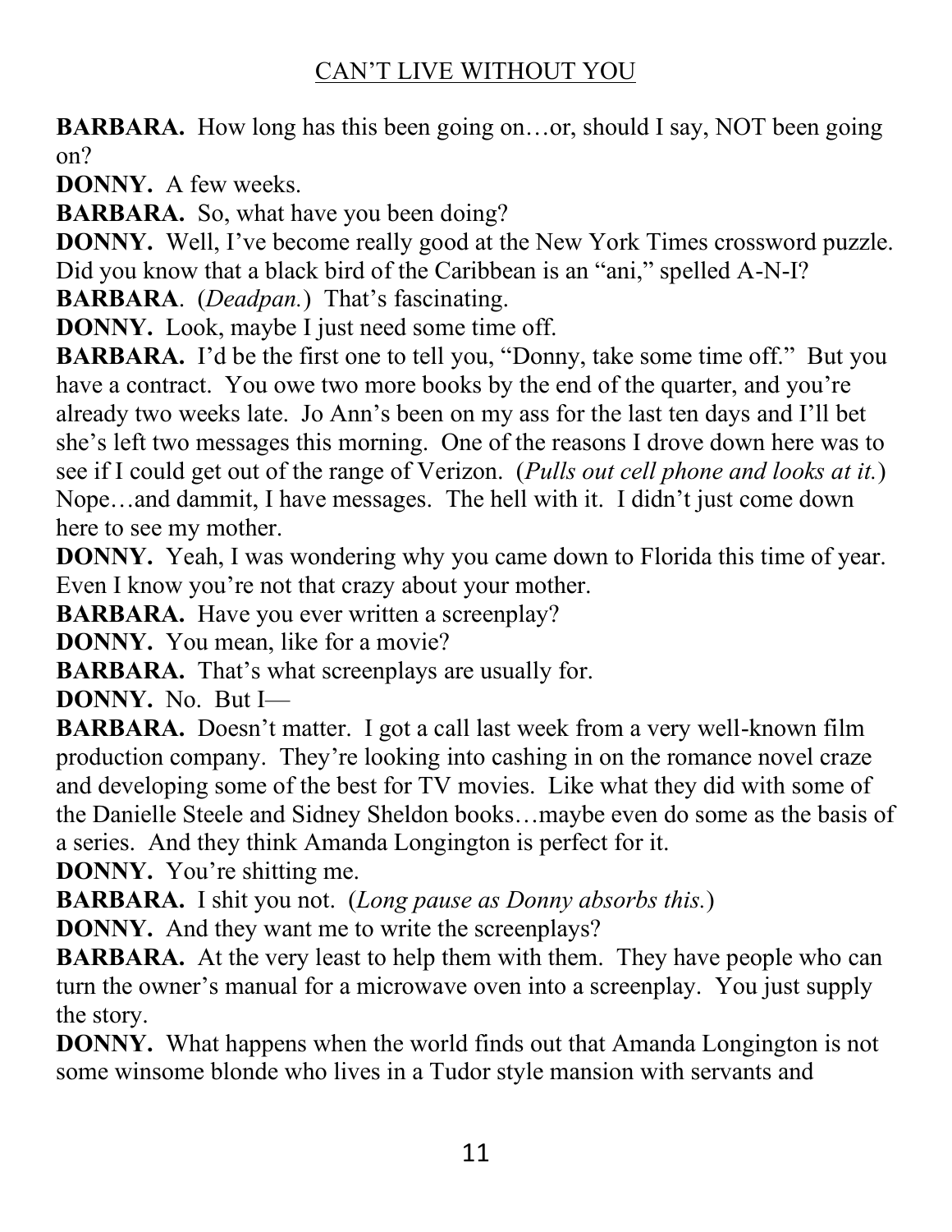**BARBARA.** How long has this been going on…or, should I say, NOT been going on?

**DONNY.** A few weeks.

**BARBARA.** So, what have you been doing?

**DONNY.** Well, I've become really good at the New York Times crossword puzzle. Did you know that a black bird of the Caribbean is an "ani," spelled A-N-I?

**BARBARA**. (*Deadpan.*) That's fascinating.

**DONNY.** Look, maybe I just need some time off.

**BARBARA.** I'd be the first one to tell you, "Donny, take some time off." But you have a contract. You owe two more books by the end of the quarter, and you're already two weeks late. Jo Ann's been on my ass for the last ten days and I'll bet she's left two messages this morning. One of the reasons I drove down here was to see if I could get out of the range of Verizon. (*Pulls out cell phone and looks at it.*) Nope…and dammit, I have messages. The hell with it. I didn't just come down here to see my mother.

**DONNY.** Yeah, I was wondering why you came down to Florida this time of year. Even I know you're not that crazy about your mother.

**BARBARA.** Have you ever written a screenplay?

**DONNY.** You mean, like for a movie?

**BARBARA.** That's what screenplays are usually for.

**DONNY.** No. But I—

**BARBARA.** Doesn't matter. I got a call last week from a very well-known film production company. They're looking into cashing in on the romance novel craze and developing some of the best for TV movies. Like what they did with some of the Danielle Steele and Sidney Sheldon books…maybe even do some as the basis of a series. And they think Amanda Longington is perfect for it.

**DONNY.** You're shitting me.

**BARBARA.** I shit you not. (*Long pause as Donny absorbs this.*)

**DONNY.** And they want me to write the screenplays?

**BARBARA.** At the very least to help them with them. They have people who can turn the owner's manual for a microwave oven into a screenplay. You just supply the story.

**DONNY.** What happens when the world finds out that Amanda Longington is not some winsome blonde who lives in a Tudor style mansion with servants and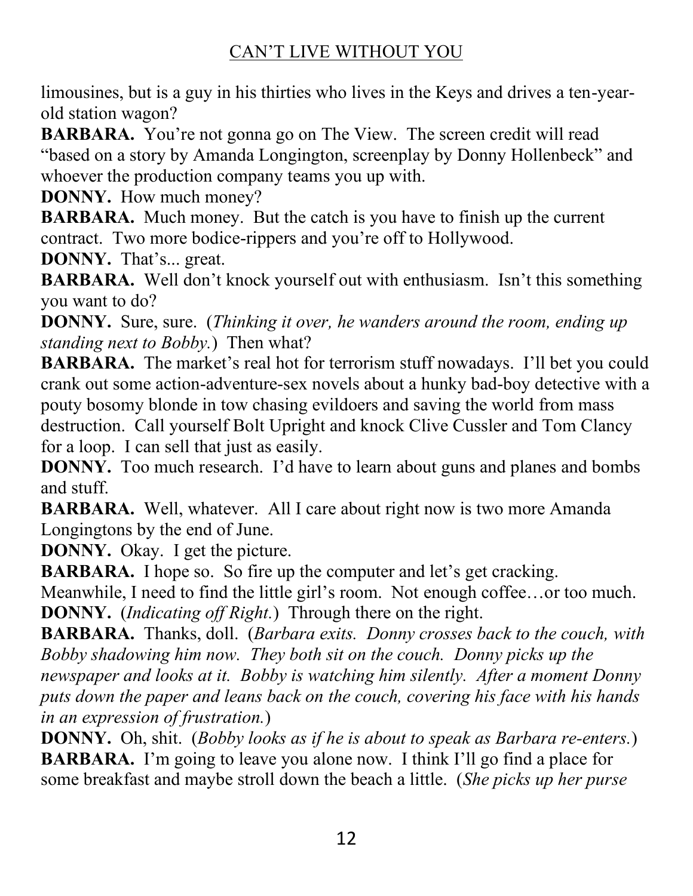limousines, but is a guy in his thirties who lives in the Keys and drives a ten-year-old station wagon?

**BARBARA.** You're not gonna go on The View. The screen credit will read "based on a story by Amanda Longington, screenplay by Donny Hollenbeck" and whoever the production company teams you up with.

**DONNY.** How much money?

**BARBARA.** Much money. But the catch is you have to finish up the current contract. Two more bodice-rippers and you're off to Hollywood.

**DONNY.** That's... great.

**BARBARA.** Well don't knock yourself out with enthusiasm. Isn't this something you want to do?

**DONNY.** Sure, sure. (*Thinking it over, he wanders around the room, ending up standing next to Bobby.*) Then what?

**BARBARA.** The market's real hot for terrorism stuff nowadays. I'll bet you could crank out some action-adventure-sex novels about a hunky bad-boy detective with a pouty bosomy blonde in tow chasing evildoers and saving the world from mass destruction. Call yourself Bolt Upright and knock Clive Cussler and Tom Clancy for a loop. I can sell that just as easily.

**DONNY.** Too much research. I'd have to learn about guns and planes and bombs and stuff.

**BARBARA.** Well, whatever. All I care about right now is two more Amanda Longingtons by the end of June.

**DONNY.** Okay. I get the picture.

**BARBARA.** I hope so. So fire up the computer and let's get cracking. Meanwhile, I need to find the little girl's room. Not enough coffee…or too much.

**DONNY.** (*Indicating off Right.*) Through there on the right.

**BARBARA.** Thanks, doll. (*Barbara exits. Donny crosses back to the couch, with Bobby shadowing him now. They both sit on the couch. Donny picks up the newspaper and looks at it. Bobby is watching him silently. After a moment Donny puts down the paper and leans back on the couch, covering his face with his hands in an expression of frustration.*)

**DONNY.** Oh, shit. (*Bobby looks as if he is about to speak as Barbara re-enters.*)

**BARBARA.** I'm going to leave you alone now. I think I'll go find a place for some breakfast and maybe stroll down the beach a little. (*She picks up her purse*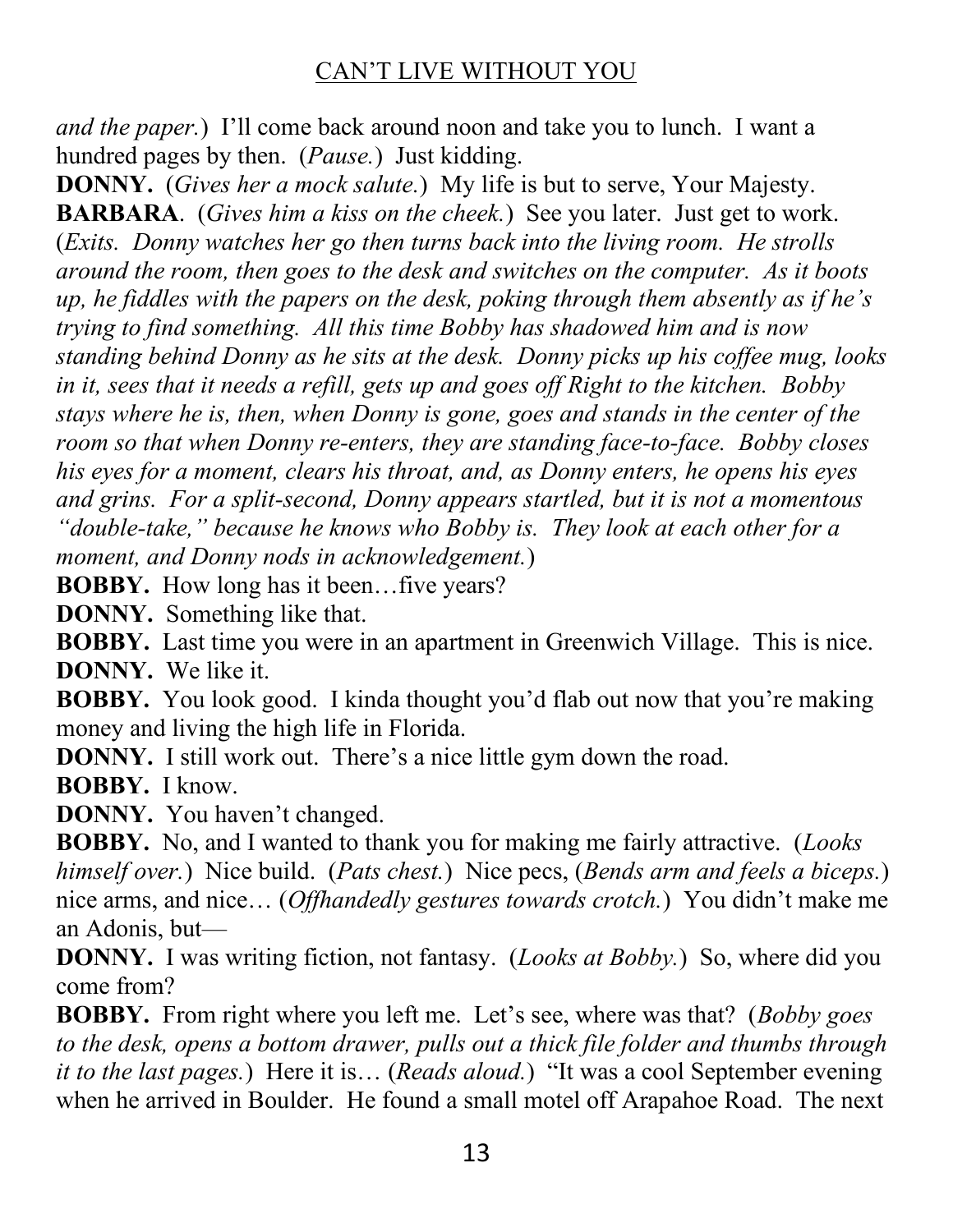*and the paper.*) I'll come back around noon and take you to lunch. I want a hundred pages by then. (*Pause.*) Just kidding.

**DONNY.** (*Gives her a mock salute.*) My life is but to serve, Your Majesty.

**BARBARA**. (*Gives him a kiss on the cheek.*) See you later. Just get to work. (*Exits. Donny watches her go then turns back into the living room. He strolls around the room, then goes to the desk and switches on the computer. As it boots up, he fiddles with the papers on the desk, poking through them absently as if he's trying to find something. All this time Bobby has shadowed him and is now standing behind Donny as he sits at the desk. Donny picks up his coffee mug, looks in it, sees that it needs a refill, gets up and goes off Right to the kitchen. Bobby stays where he is, then, when Donny is gone, goes and stands in the center of the room so that when Donny re-enters, they are standing face-to-face. Bobby closes his eyes for a moment, clears his throat, and, as Donny enters, he opens his eyes and grins. For a split-second, Donny appears startled, but it is not a momentous "double-take," because he knows who Bobby is. They look at each other for a moment, and Donny nods in acknowledgement.*)

**BOBBY.** How long has it been…five years?

**DONNY.** Something like that.

**BOBBY.** Last time you were in an apartment in Greenwich Village. This is nice.

**DONNY.** We like it.

**BOBBY.** You look good. I kinda thought you'd flab out now that you're making money and living the high life in Florida.

**DONNY.** I still work out. There's a nice little gym down the road.

**BOBBY.** I know.

**DONNY.** You haven't changed.

**BOBBY.** No, and I wanted to thank you for making me fairly attractive. (*Looks himself over.*) Nice build. (*Pats chest.*) Nice pecs, (*Bends arm and feels a biceps.*) nice arms, and nice… (*Offhandedly gestures towards crotch.*) You didn't make me an Adonis, but—

**DONNY.** I was writing fiction, not fantasy. (*Looks at Bobby.*) So, where did you come from?

**BOBBY.** From right where you left me. Let's see, where was that? (*Bobby goes to the desk, opens a bottom drawer, pulls out a thick file folder and thumbs through it to the last pages.*) Here it is… (*Reads aloud.*) "It was a cool September evening when he arrived in Boulder. He found a small motel off Arapahoe Road. The next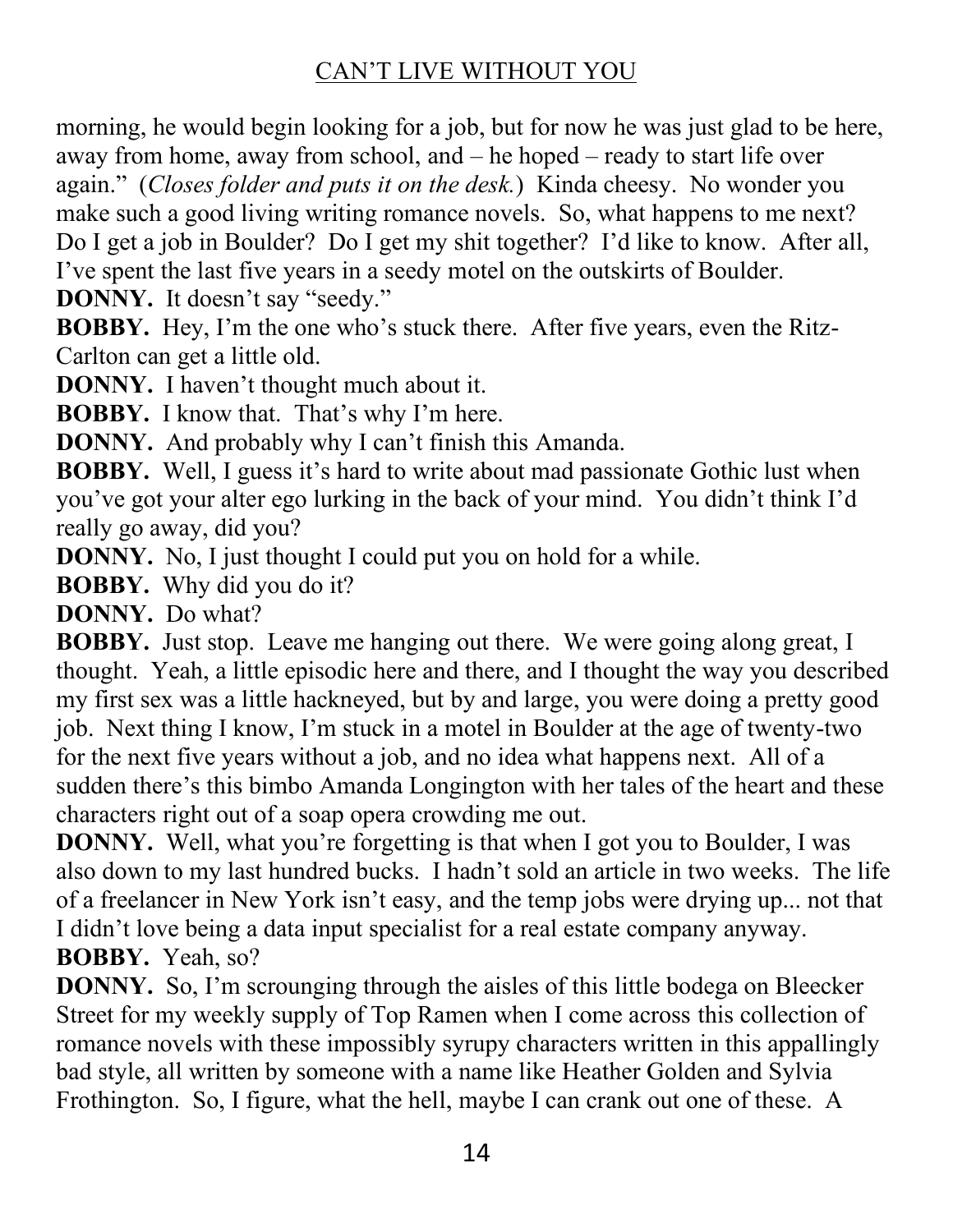morning, he would begin looking for a job, but for now he was just glad to be here, away from home, away from school, and – he hoped – ready to start life over again." (*Closes folder and puts it on the desk.*) Kinda cheesy. No wonder you make such a good living writing romance novels. So, what happens to me next? Do I get a job in Boulder? Do I get my shit together? I'd like to know. After all, I've spent the last five years in a seedy motel on the outskirts of Boulder.

**DONNY.** It doesn't say "seedy."

**BOBBY.** Hey, I'm the one who's stuck there. After five years, even the Ritz-Carlton can get a little old.

**DONNY.** I haven't thought much about it.

**BOBBY.** I know that. That's why I'm here.

**DONNY.** And probably why I can't finish this Amanda.

**BOBBY.** Well, I guess it's hard to write about mad passionate Gothic lust when you've got your alter ego lurking in the back of your mind. You didn't think I'd really go away, did you?

**DONNY.** No, I just thought I could put you on hold for a while.

**BOBBY.** Why did you do it?

**DONNY.** Do what?

**BOBBY.** Just stop. Leave me hanging out there. We were going along great, I thought. Yeah, a little episodic here and there, and I thought the way you described my first sex was a little hackneyed, but by and large, you were doing a pretty good job. Next thing I know, I'm stuck in a motel in Boulder at the age of twenty-two for the next five years without a job, and no idea what happens next. All of a sudden there's this bimbo Amanda Longington with her tales of the heart and these characters right out of a soap opera crowding me out.

**DONNY.** Well, what you're forgetting is that when I got you to Boulder, I was also down to my last hundred bucks. I hadn't sold an article in two weeks. The life of a freelancer in New York isn't easy, and the temp jobs were drying up... not that I didn't love being a data input specialist for a real estate company anyway.

**BOBBY.** Yeah, so?

**DONNY.** So, I'm scrounging through the aisles of this little bodega on Bleecker Street for my weekly supply of Top Ramen when I come across this collection of romance novels with these impossibly syrupy characters written in this appallingly bad style, all written by someone with a name like Heather Golden and Sylvia Frothington. So, I figure, what the hell, maybe I can crank out one of these. A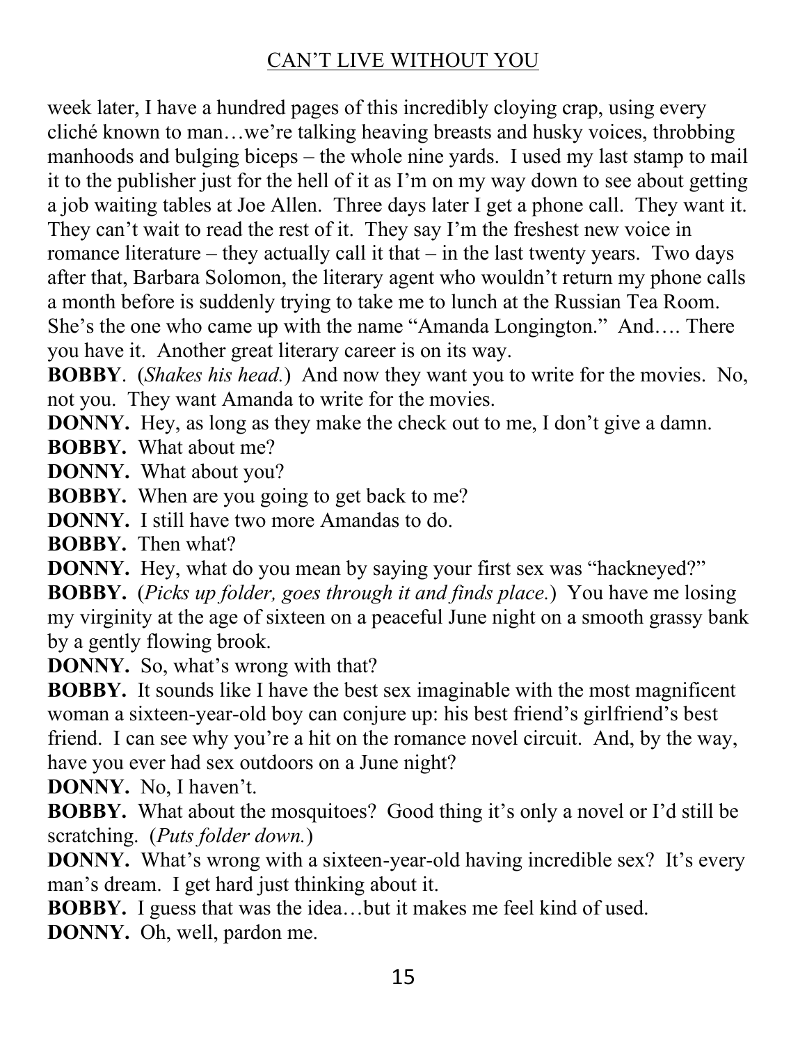week later, I have a hundred pages of this incredibly cloying crap, using every cliché known to man…we're talking heaving breasts and husky voices, throbbing manhoods and bulging biceps – the whole nine yards. I used my last stamp to mail it to the publisher just for the hell of it as I'm on my way down to see about getting a job waiting tables at Joe Allen. Three days later I get a phone call. They want it. They can't wait to read the rest of it. They say I'm the freshest new voice in romance literature – they actually call it that – in the last twenty years. Two days after that, Barbara Solomon, the literary agent who wouldn't return my phone calls a month before is suddenly trying to take me to lunch at the Russian Tea Room. She's the one who came up with the name "Amanda Longington." And…. There you have it. Another great literary career is on its way.

**BOBBY**. (*Shakes his head.*) And now they want you to write for the movies. No, not you. They want Amanda to write for the movies.

**DONNY.** Hey, as long as they make the check out to me, I don't give a damn.

**BOBBY.** What about me?

**DONNY.** What about you?

**BOBBY.** When are you going to get back to me?

**DONNY.** I still have two more Amandas to do.

**BOBBY.** Then what?

**DONNY.** Hey, what do you mean by saying your first sex was "hackneyed?"

**BOBBY.** (*Picks up folder, goes through it and finds place.*) You have me losing my virginity at the age of sixteen on a peaceful June night on a smooth grassy bank by a gently flowing brook.

**DONNY.** So, what's wrong with that?

**BOBBY.** It sounds like I have the best sex imaginable with the most magnificent woman a sixteen-year-old boy can conjure up: his best friend's girlfriend's best friend. I can see why you're a hit on the romance novel circuit. And, by the way, have you ever had sex outdoors on a June night?

**DONNY.** No, I haven't.

**BOBBY.** What about the mosquitoes? Good thing it's only a novel or I'd still be scratching. (*Puts folder down.*)

**DONNY.** What's wrong with a sixteen-year-old having incredible sex? It's every man's dream. I get hard just thinking about it.

**BOBBY.** I guess that was the idea…but it makes me feel kind of used.

**DONNY.** Oh, well, pardon me.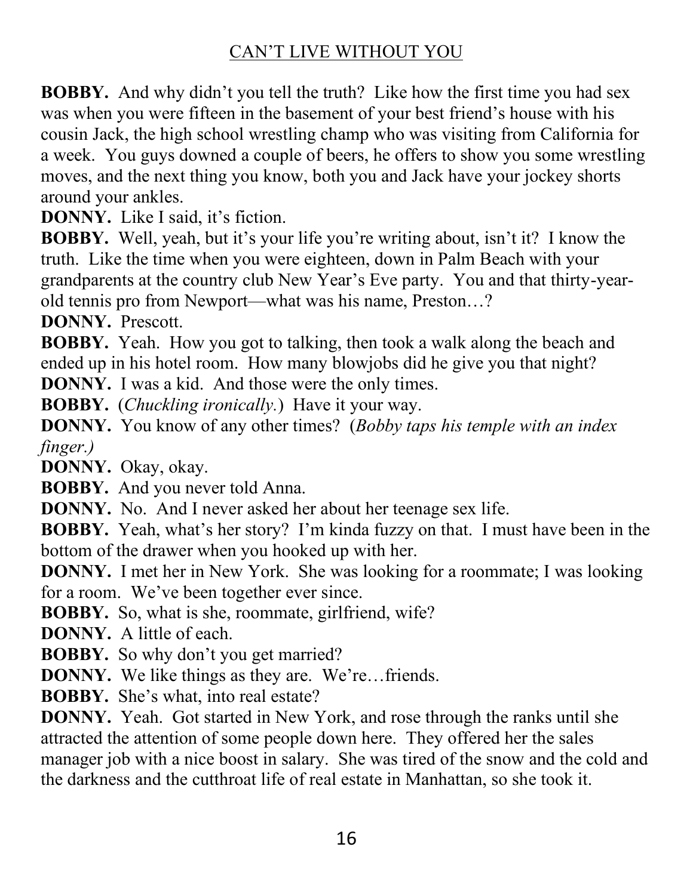**BOBBY.** And why didn't you tell the truth? Like how the first time you had sex was when you were fifteen in the basement of your best friend's house with his cousin Jack, the high school wrestling champ who was visiting from California for a week. You guys downed a couple of beers, he offers to show you some wrestling moves, and the next thing you know, both you and Jack have your jockey shorts around your ankles.

**DONNY.** Like I said, it's fiction.

**BOBBY.** Well, yeah, but it's your life you're writing about, isn't it? I know the truth. Like the time when you were eighteen, down in Palm Beach with your grandparents at the country club New Year's Eve party. You and that thirty-year-old tennis pro from Newport—what was his name, Preston…?

**DONNY.** Prescott.

**BOBBY.** Yeah. How you got to talking, then took a walk along the beach and ended up in his hotel room. How many blowjobs did he give you that night?

**DONNY.** I was a kid. And those were the only times.

**BOBBY.** (*Chuckling ironically.*) Have it your way.

**DONNY.** You know of any other times? (*Bobby taps his temple with an index finger.)*

**DONNY.** Okay, okay.

**BOBBY.** And you never told Anna.

**DONNY.** No. And I never asked her about her teenage sex life.

**BOBBY.** Yeah, what's her story? I'm kinda fuzzy on that. I must have been in the bottom of the drawer when you hooked up with her.

**DONNY.** I met her in New York. She was looking for a roommate; I was looking for a room. We've been together ever since.

**BOBBY.** So, what is she, roommate, girlfriend, wife?

**DONNY.** A little of each.

**BOBBY.** So why don't you get married?

**DONNY.** We like things as they are. We're…friends.

**BOBBY.** She's what, into real estate?

**DONNY.** Yeah. Got started in New York, and rose through the ranks until she attracted the attention of some people down here. They offered her the sales manager job with a nice boost in salary. She was tired of the snow and the cold and the darkness and the cutthroat life of real estate in Manhattan, so she took it.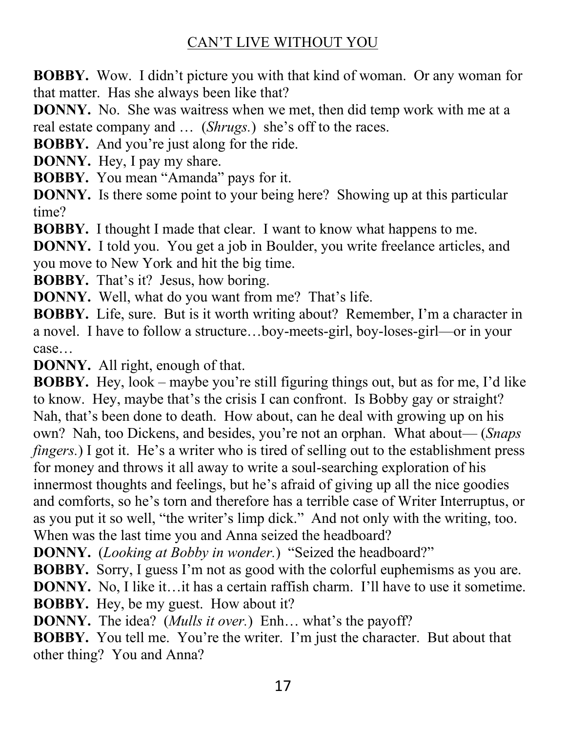**BOBBY.** Wow. I didn't picture you with that kind of woman. Or any woman for that matter. Has she always been like that?

**DONNY.** No. She was waitress when we met, then did temp work with me at a real estate company and … (*Shrugs.*) she's off to the races.

**BOBBY.** And you're just along for the ride.

**DONNY.** Hey, I pay my share.

**BOBBY.** You mean "Amanda" pays for it.

**DONNY.** Is there some point to your being here? Showing up at this particular time?

**BOBBY.** I thought I made that clear. I want to know what happens to me.

**DONNY.** I told you. You get a job in Boulder, you write freelance articles, and you move to New York and hit the big time.

**BOBBY.** That's it? Jesus, how boring.

**DONNY.** Well, what do you want from me? That's life.

**BOBBY.** Life, sure. But is it worth writing about? Remember, I'm a character in a novel. I have to follow a structure…boy-meets-girl, boy-loses-girl—or in your case…

**DONNY.** All right, enough of that.

**BOBBY.** Hey, look – maybe you're still figuring things out, but as for me, I'd like to know. Hey, maybe that's the crisis I can confront. Is Bobby gay or straight? Nah, that's been done to death. How about, can he deal with growing up on his own? Nah, too Dickens, and besides, you're not an orphan. What about— (*Snaps fingers.*) I got it. He's a writer who is tired of selling out to the establishment press for money and throws it all away to write a soul-searching exploration of his innermost thoughts and feelings, but he's afraid of giving up all the nice goodies and comforts, so he's torn and therefore has a terrible case of Writer Interruptus, or as you put it so well, "the writer's limp dick." And not only with the writing, too. When was the last time you and Anna seized the headboard?

**DONNY.** (*Looking at Bobby in wonder.*) "Seized the headboard?"

**BOBBY.** Sorry, I guess I'm not as good with the colorful euphemisms as you are.

**DONNY.** No, I like it…it has a certain raffish charm. I'll have to use it sometime.

**BOBBY.** Hey, be my guest. How about it?

**DONNY.** The idea? (*Mulls it over.*) Enh… what's the payoff?

**BOBBY.** You tell me. You're the writer. I'm just the character. But about that other thing? You and Anna?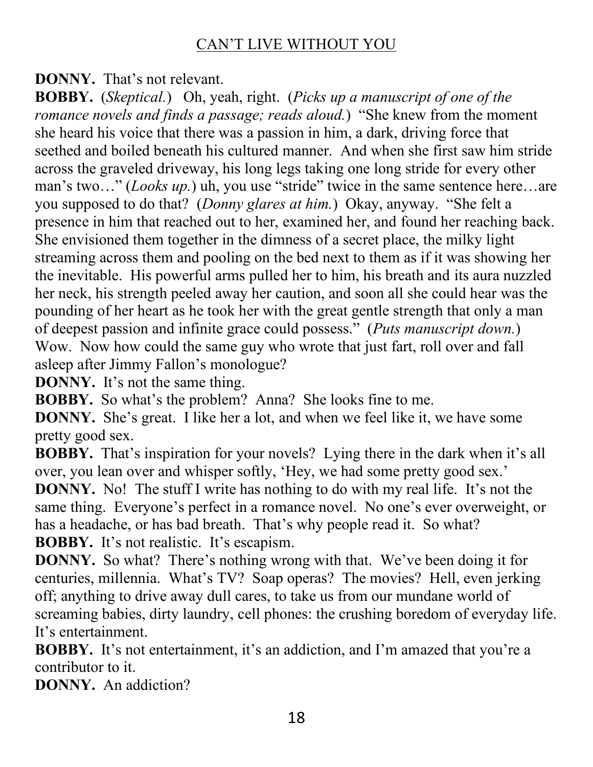**DONNY.** That's not relevant.

**BOBBY.** (*Skeptical.*) Oh, yeah, right. (*Picks up a manuscript of one of the romance novels and finds a passage; reads aloud.*) "She knew from the moment she heard his voice that there was a passion in him, a dark, driving force that seethed and boiled beneath his cultured manner. And when she first saw him stride across the graveled driveway, his long legs taking one long stride for every other man's two…" (*Looks up.*) uh, you use "stride" twice in the same sentence here…are you supposed to do that? (*Donny glares at him.*) Okay, anyway. "She felt a presence in him that reached out to her, examined her, and found her reaching back. She envisioned them together in the dimness of a secret place, the milky light streaming across them and pooling on the bed next to them as if it was showing her the inevitable. His powerful arms pulled her to him, his breath and its aura nuzzled her neck, his strength peeled away her caution, and soon all she could hear was the pounding of her heart as he took her with the great gentle strength that only a man of deepest passion and infinite grace could possess." (*Puts manuscript down.*) Wow. Now how could the same guy who wrote that just fart, roll over and fall asleep after Jimmy Fallon's monologue?

**DONNY.** It's not the same thing.

**BOBBY.** So what's the problem? Anna? She looks fine to me.

**DONNY.** She's great. I like her a lot, and when we feel like it, we have some pretty good sex.

**BOBBY.** That's inspiration for your novels? Lying there in the dark when it's all over, you lean over and whisper softly, 'Hey, we had some pretty good sex.'

**DONNY.** No! The stuff I write has nothing to do with my real life. It's not the same thing. Everyone's perfect in a romance novel. No one's ever overweight, or has a headache, or has bad breath. That's why people read it. So what?

**BOBBY.** It's not realistic. It's escapism.

**DONNY.** So what? There's nothing wrong with that. We've been doing it for centuries, millennia. What's TV? Soap operas? The movies? Hell, even jerking off; anything to drive away dull cares, to take us from our mundane world of screaming babies, dirty laundry, cell phones: the crushing boredom of everyday life. It's entertainment.

**BOBBY.** It's not entertainment, it's an addiction, and I'm amazed that you're a contributor to it.

**DONNY.** An addiction?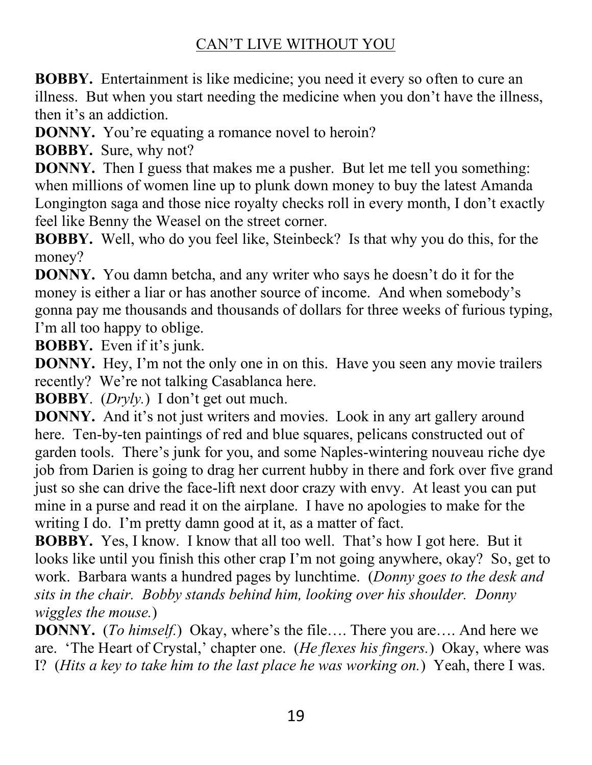**BOBBY.** Entertainment is like medicine; you need it every so often to cure an illness. But when you start needing the medicine when you don't have the illness, then it's an addiction.

**DONNY.** You're equating a romance novel to heroin?

**BOBBY.** Sure, why not?

**DONNY.** Then I guess that makes me a pusher. But let me tell you something: when millions of women line up to plunk down money to buy the latest Amanda Longington saga and those nice royalty checks roll in every month, I don't exactly feel like Benny the Weasel on the street corner.

**BOBBY.** Well, who do you feel like, Steinbeck? Is that why you do this, for the money?

**DONNY.** You damn betcha, and any writer who says he doesn't do it for the money is either a liar or has another source of income. And when somebody's gonna pay me thousands and thousands of dollars for three weeks of furious typing, I'm all too happy to oblige.

**BOBBY.** Even if it's junk.

**DONNY.** Hey, I'm not the only one in on this. Have you seen any movie trailers recently? We're not talking Casablanca here.

**BOBBY**. (*Dryly.*) I don't get out much.

**DONNY.** And it's not just writers and movies. Look in any art gallery around here. Ten-by-ten paintings of red and blue squares, pelicans constructed out of garden tools. There's junk for you, and some Naples-wintering nouveau riche dye job from Darien is going to drag her current hubby in there and fork over five grand just so she can drive the face-lift next door crazy with envy. At least you can put mine in a purse and read it on the airplane. I have no apologies to make for the writing I do. I'm pretty damn good at it, as a matter of fact.

**BOBBY.** Yes, I know. I know that all too well. That's how I got here. But it looks like until you finish this other crap I'm not going anywhere, okay? So, get to work. Barbara wants a hundred pages by lunchtime. (*Donny goes to the desk and sits in the chair. Bobby stands behind him, looking over his shoulder. Donny wiggles the mouse.*)

**DONNY.** (*To himself.*) Okay, where's the file…. There you are…. And here we are. 'The Heart of Crystal,' chapter one. (*He flexes his fingers.*) Okay, where was I? (*Hits a key to take him to the last place he was working on.*) Yeah, there I was.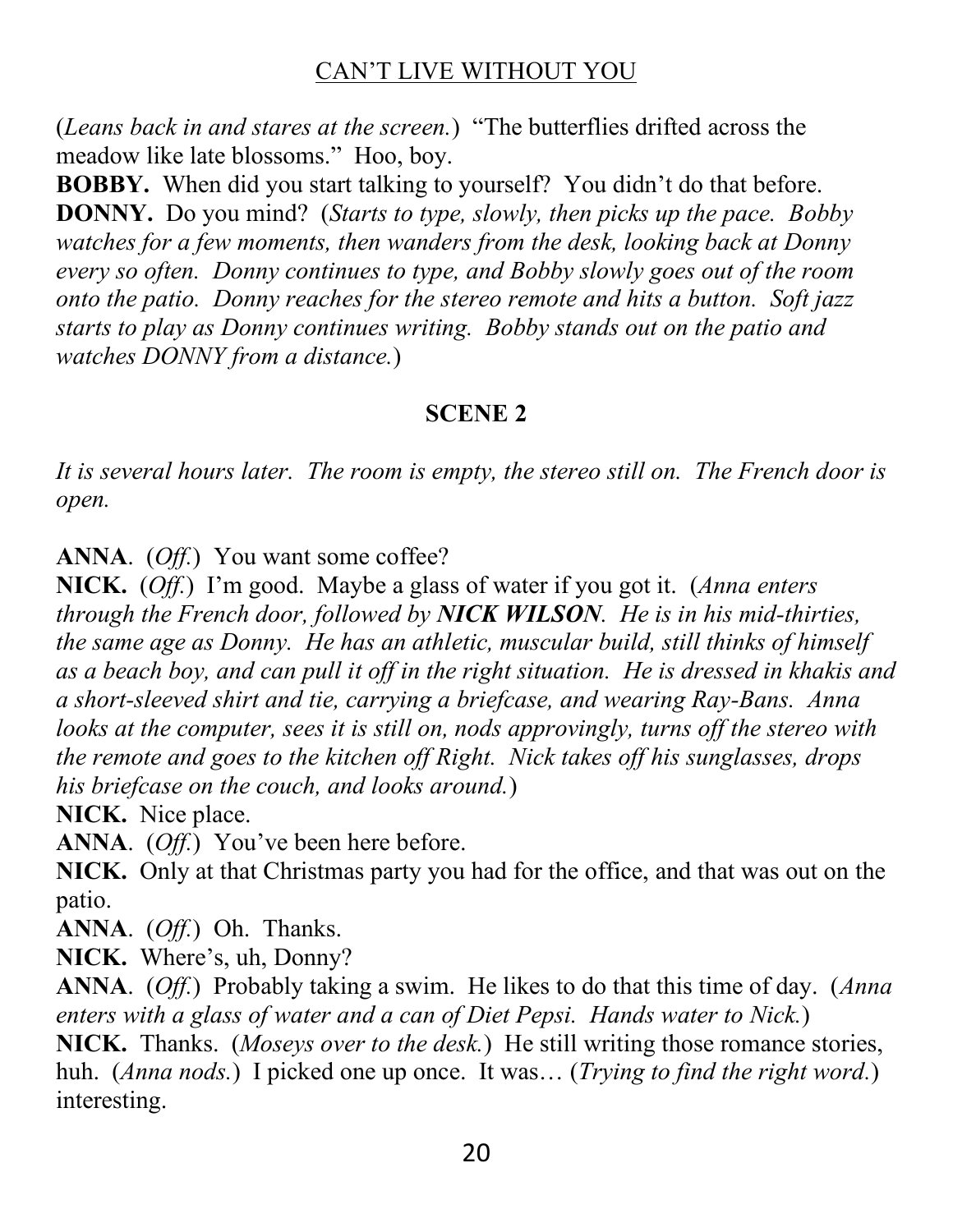(*Leans back in and stares at the screen.*) "The butterflies drifted across the meadow like late blossoms." Hoo, boy.

**BOBBY.** When did you start talking to yourself? You didn't do that before.

**DONNY.** Do you mind? (*Starts to type, slowly, then picks up the pace. Bobby watches for a few moments, then wanders from the desk, looking back at Donny every so often. Donny continues to type, and Bobby slowly goes out of the room onto the patio. Donny reaches for the stereo remote and hits a button. Soft jazz starts to play as Donny continues writing. Bobby stands out on the patio and watches DONNY from a distance.*)

## SCENE 2

*It is several hours later. The room is empty, the stereo still on. The French door is open.*

**ANNA**. (*Off.*) You want some coffee?

**NICK.** (*Off.*) I'm good. Maybe a glass of water if you got it. (*Anna enters through the French door, followed by **NICK WILSON**. He is in his mid-thirties, the same age as Donny. He has an athletic, muscular build, still thinks of himself as a beach boy, and can pull it off in the right situation. He is dressed in khakis and a short-sleeved shirt and tie, carrying a briefcase, and wearing Ray-Bans. Anna looks at the computer, sees it is still on, nods approvingly, turns off the stereo with the remote and goes to the kitchen off Right. Nick takes off his sunglasses, drops his briefcase on the couch, and looks around.*)

**NICK.** Nice place.

**ANNA**. (*Off.*) You've been here before.

**NICK.** Only at that Christmas party you had for the office, and that was out on the patio.

**ANNA**. (*Off.*) Oh. Thanks.

**NICK.** Where's, uh, Donny?

**ANNA**. (*Off.*) Probably taking a swim. He likes to do that this time of day. (*Anna enters with a glass of water and a can of Diet Pepsi. Hands water to Nick.*)

**NICK.** Thanks. (*Moseys over to the desk.*) He still writing those romance stories, huh. (*Anna nods.*) I picked one up once. It was… (*Trying to find the right word.*) interesting.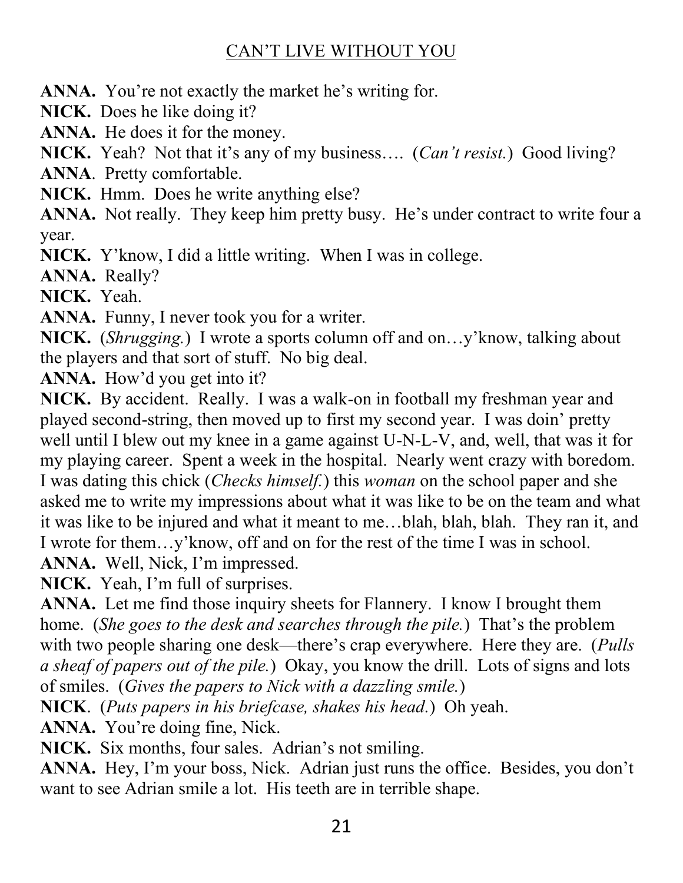**ANNA.** You're not exactly the market he's writing for.

**NICK.** Does he like doing it?

**ANNA.** He does it for the money.

**NICK.** Yeah? Not that it's any of my business…. (*Can't resist.*) Good living?

**ANNA**. Pretty comfortable.

**NICK.** Hmm. Does he write anything else?

**ANNA.** Not really. They keep him pretty busy. He's under contract to write four a year.

**NICK.** Y'know, I did a little writing. When I was in college.

**ANNA.** Really?

**NICK.** Yeah.

**ANNA.** Funny, I never took you for a writer.

**NICK.** (*Shrugging.*) I wrote a sports column off and on…y'know, talking about the players and that sort of stuff. No big deal.

**ANNA.** How'd you get into it?

**NICK.** By accident. Really. I was a walk-on in football my freshman year and played second-string, then moved up to first my second year. I was doin' pretty well until I blew out my knee in a game against U-N-L-V, and, well, that was it for my playing career. Spent a week in the hospital. Nearly went crazy with boredom. I was dating this chick (*Checks himself.*) this *woman* on the school paper and she asked me to write my impressions about what it was like to be on the team and what it was like to be injured and what it meant to me…blah, blah, blah. They ran it, and I wrote for them…y'know, off and on for the rest of the time I was in school.

**ANNA.** Well, Nick, I'm impressed.

**NICK.** Yeah, I'm full of surprises.

**ANNA.** Let me find those inquiry sheets for Flannery. I know I brought them home. (*She goes to the desk and searches through the pile.*) That's the problem with two people sharing one desk—there's crap everywhere. Here they are. (*Pulls a sheaf of papers out of the pile.*) Okay, you know the drill. Lots of signs and lots of smiles. (*Gives the papers to Nick with a dazzling smile.*)

**NICK**. (*Puts papers in his briefcase, shakes his head.*) Oh yeah.

**ANNA.** You're doing fine, Nick.

**NICK.** Six months, four sales. Adrian's not smiling.

**ANNA.** Hey, I'm your boss, Nick. Adrian just runs the office. Besides, you don't want to see Adrian smile a lot. His teeth are in terrible shape.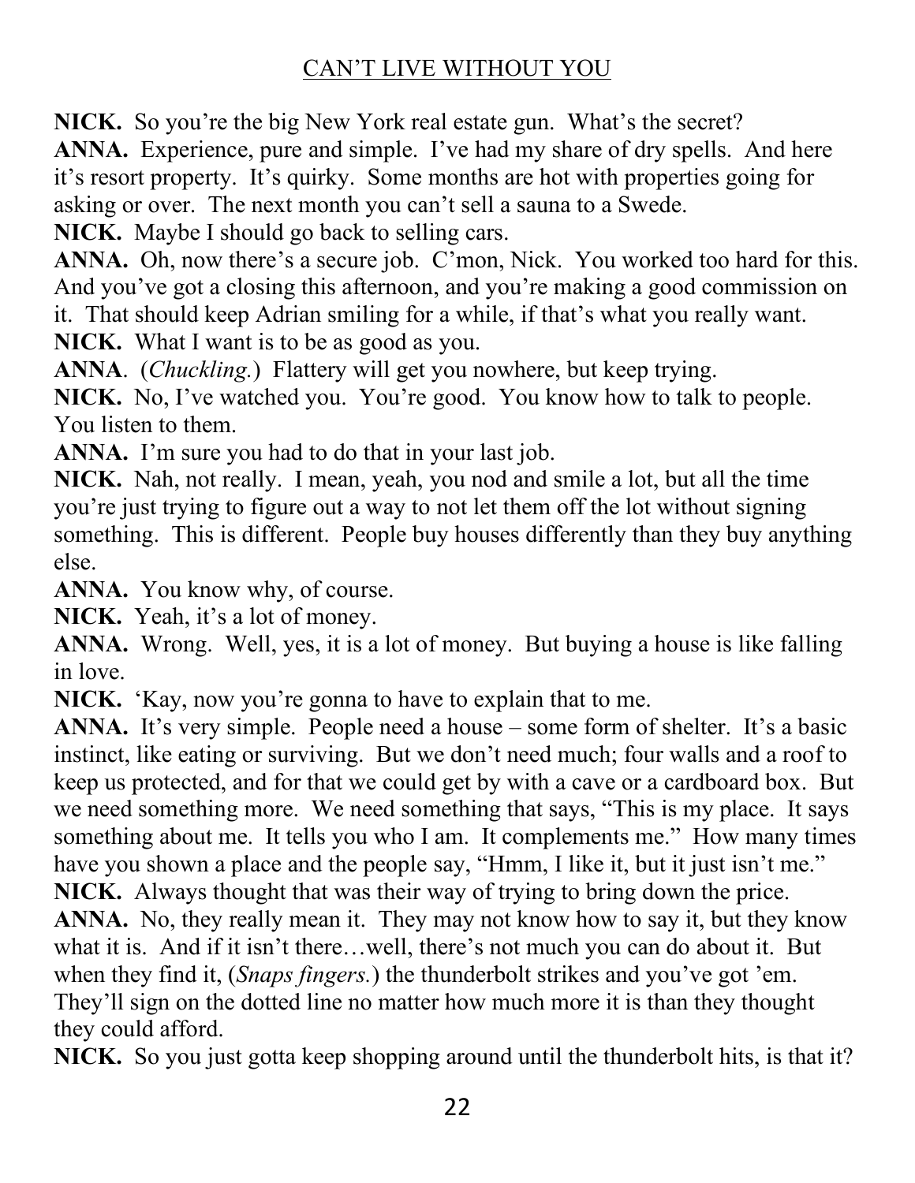**NICK.** So you're the big New York real estate gun. What's the secret?

**ANNA.** Experience, pure and simple. I've had my share of dry spells. And here it's resort property. It's quirky. Some months are hot with properties going for asking or over. The next month you can't sell a sauna to a Swede.

**NICK.** Maybe I should go back to selling cars.

**ANNA.** Oh, now there's a secure job. C'mon, Nick. You worked too hard for this. And you've got a closing this afternoon, and you're making a good commission on it. That should keep Adrian smiling for a while, if that's what you really want.

**NICK.** What I want is to be as good as you.

**ANNA**. (*Chuckling.*) Flattery will get you nowhere, but keep trying.

**NICK.** No, I've watched you. You're good. You know how to talk to people. You listen to them.

**ANNA.** I'm sure you had to do that in your last job.

**NICK.** Nah, not really. I mean, yeah, you nod and smile a lot, but all the time you're just trying to figure out a way to not let them off the lot without signing something. This is different. People buy houses differently than they buy anything else.

**ANNA.** You know why, of course.

**NICK.** Yeah, it's a lot of money.

**ANNA.** Wrong. Well, yes, it is a lot of money. But buying a house is like falling in love.

**NICK.** 'Kay, now you're gonna to have to explain that to me.

**ANNA.** It's very simple. People need a house – some form of shelter. It's a basic instinct, like eating or surviving. But we don't need much; four walls and a roof to keep us protected, and for that we could get by with a cave or a cardboard box. But we need something more. We need something that says, "This is my place. It says something about me. It tells you who I am. It complements me." How many times have you shown a place and the people say, "Hmm, I like it, but it just isn't me."

**NICK.** Always thought that was their way of trying to bring down the price.

**ANNA.** No, they really mean it. They may not know how to say it, but they know what it is. And if it isn't there…well, there's not much you can do about it. But when they find it, (*Snaps fingers.*) the thunderbolt strikes and you've got 'em. They'll sign on the dotted line no matter how much more it is than they thought they could afford.

**NICK.** So you just gotta keep shopping around until the thunderbolt hits, is that it?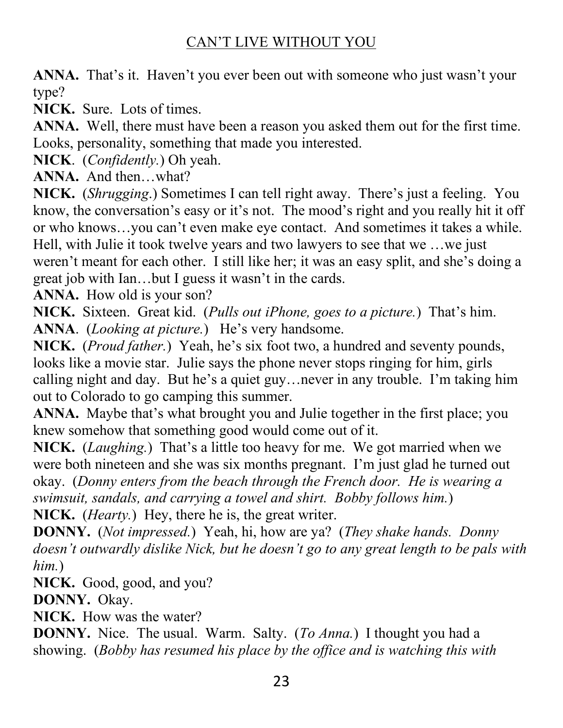**ANNA.** That's it. Haven't you ever been out with someone who just wasn't your type?

**NICK.** Sure. Lots of times.

**ANNA.** Well, there must have been a reason you asked them out for the first time. Looks, personality, something that made you interested.

**NICK**. (*Confidently.*) Oh yeah.

**ANNA.** And then…what?

**NICK.** (*Shrugging*.) Sometimes I can tell right away. There's just a feeling. You know, the conversation's easy or it's not. The mood's right and you really hit it off or who knows…you can't even make eye contact. And sometimes it takes a while. Hell, with Julie it took twelve years and two lawyers to see that we …we just weren't meant for each other. I still like her; it was an easy split, and she's doing a great job with Ian…but I guess it wasn't in the cards.

**ANNA.** How old is your son?

**NICK.** Sixteen. Great kid. (*Pulls out iPhone, goes to a picture.*) That's him.

**ANNA**. (*Looking at picture.*) He's very handsome.

**NICK.** (*Proud father.*) Yeah, he's six foot two, a hundred and seventy pounds, looks like a movie star. Julie says the phone never stops ringing for him, girls calling night and day. But he's a quiet guy…never in any trouble. I'm taking him out to Colorado to go camping this summer.

**ANNA.** Maybe that's what brought you and Julie together in the first place; you knew somehow that something good would come out of it.

**NICK.** (*Laughing.*) That's a little too heavy for me. We got married when we were both nineteen and she was six months pregnant. I'm just glad he turned out okay. (*Donny enters from the beach through the French door. He is wearing a swimsuit, sandals, and carrying a towel and shirt. Bobby follows him.*)

**NICK.** (*Hearty.*) Hey, there he is, the great writer.

**DONNY.** (*Not impressed.*) Yeah, hi, how are ya? (*They shake hands. Donny doesn't outwardly dislike Nick, but he doesn't go to any great length to be pals with him.*)

**NICK.** Good, good, and you?

**DONNY.** Okay.

**NICK.** How was the water?

**DONNY.** Nice. The usual. Warm. Salty. (*To Anna.*) I thought you had a showing. (*Bobby has resumed his place by the office and is watching this with*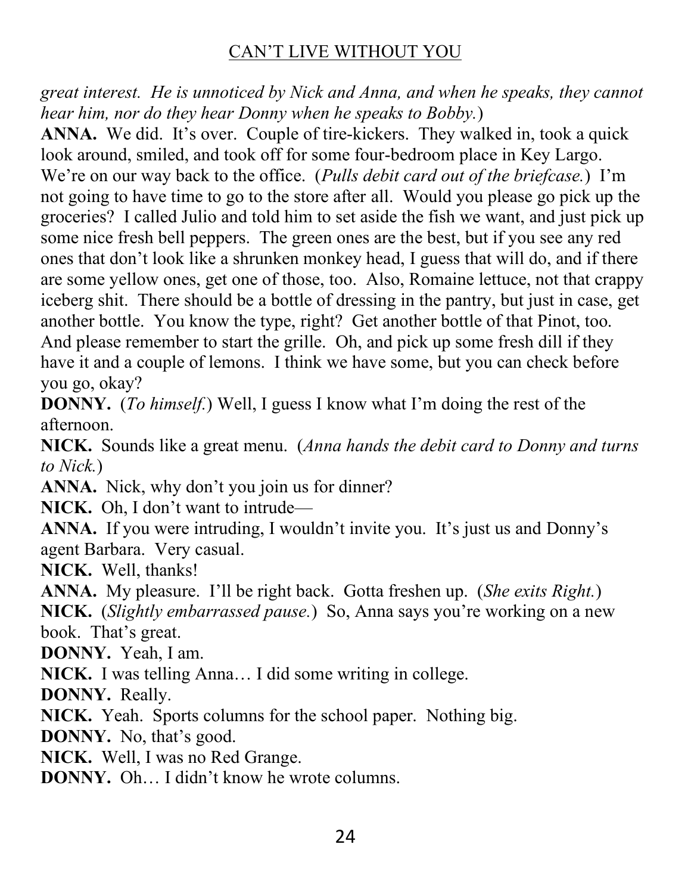*great interest. He is unnoticed by Nick and Anna, and when he speaks, they cannot hear him, nor do they hear Donny when he speaks to Bobby.*)

**ANNA.** We did. It's over. Couple of tire-kickers. They walked in, took a quick look around, smiled, and took off for some four-bedroom place in Key Largo. We're on our way back to the office. (*Pulls debit card out of the briefcase.*) I'm not going to have time to go to the store after all. Would you please go pick up the groceries? I called Julio and told him to set aside the fish we want, and just pick up some nice fresh bell peppers. The green ones are the best, but if you see any red ones that don't look like a shrunken monkey head, I guess that will do, and if there are some yellow ones, get one of those, too. Also, Romaine lettuce, not that crappy iceberg shit. There should be a bottle of dressing in the pantry, but just in case, get another bottle. You know the type, right? Get another bottle of that Pinot, too. And please remember to start the grille. Oh, and pick up some fresh dill if they have it and a couple of lemons. I think we have some, but you can check before you go, okay?

**DONNY.** (*To himself.*) Well, I guess I know what I'm doing the rest of the afternoon.

**NICK.** Sounds like a great menu. (*Anna hands the debit card to Donny and turns to Nick.*)

**ANNA.** Nick, why don't you join us for dinner?

**NICK.** Oh, I don't want to intrude—

**ANNA.** If you were intruding, I wouldn't invite you. It's just us and Donny's agent Barbara. Very casual.

**NICK.** Well, thanks!

**ANNA.** My pleasure. I'll be right back. Gotta freshen up. (*She exits Right.*)

**NICK.** (*Slightly embarrassed pause.*) So, Anna says you're working on a new book. That's great.

**DONNY.** Yeah, I am.

**NICK.** I was telling Anna… I did some writing in college.

**DONNY.** Really.

**NICK.** Yeah. Sports columns for the school paper. Nothing big.

**DONNY.** No, that's good.

**NICK.** Well, I was no Red Grange.

**DONNY.** Oh… I didn't know he wrote columns.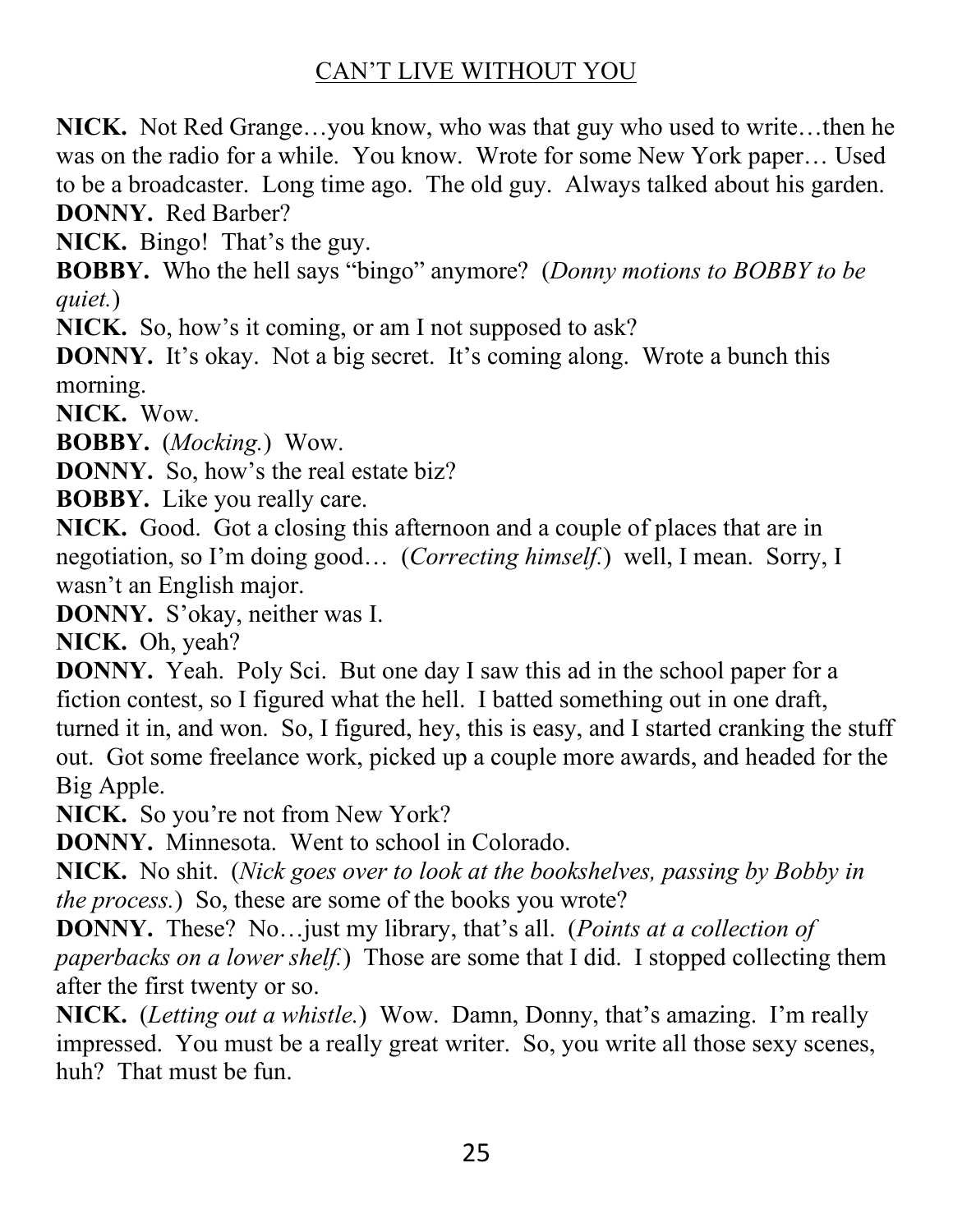**NICK.** Not Red Grange…you know, who was that guy who used to write…then he was on the radio for a while. You know. Wrote for some New York paper… Used to be a broadcaster. Long time ago. The old guy. Always talked about his garden.
**DONNY.** Red Barber?
**NICK.** Bingo! That's the guy.
**BOBBY.** Who the hell says "bingo" anymore? (*Donny motions to BOBBY to be quiet.*)
**NICK.** So, how's it coming, or am I not supposed to ask?
**DONNY.** It's okay. Not a big secret. It's coming along. Wrote a bunch this morning.
**NICK.** Wow.
**BOBBY.** (*Mocking.*) Wow.
**DONNY.** So, how's the real estate biz?
**BOBBY.** Like you really care.
**NICK.** Good. Got a closing this afternoon and a couple of places that are in negotiation, so I'm doing good… (*Correcting himself.*) well, I mean. Sorry, I wasn't an English major.
**DONNY.** S'okay, neither was I.
**NICK.** Oh, yeah?
**DONNY.** Yeah. Poly Sci. But one day I saw this ad in the school paper for a fiction contest, so I figured what the hell. I batted something out in one draft, turned it in, and won. So, I figured, hey, this is easy, and I started cranking the stuff out. Got some freelance work, picked up a couple more awards, and headed for the Big Apple.
**NICK.** So you're not from New York?
**DONNY.** Minnesota. Went to school in Colorado.
**NICK.** No shit. (*Nick goes over to look at the bookshelves, passing by Bobby in the process.*) So, these are some of the books you wrote?
**DONNY.** These? No…just my library, that's all. (*Points at a collection of paperbacks on a lower shelf.*) Those are some that I did. I stopped collecting them after the first twenty or so.
**NICK.** (*Letting out a whistle.*) Wow. Damn, Donny, that's amazing. I'm really impressed. You must be a really great writer. So, you write all those sexy scenes, huh? That must be fun.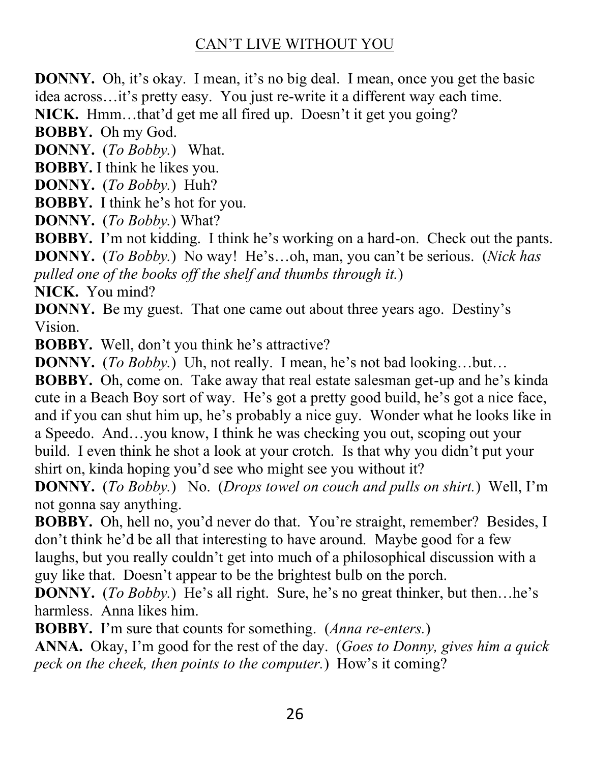**DONNY.** Oh, it's okay. I mean, it's no big deal. I mean, once you get the basic idea across…it's pretty easy. You just re-write it a different way each time.

**NICK.** Hmm…that'd get me all fired up. Doesn't it get you going?

**BOBBY.** Oh my God.

**DONNY.** (*To Bobby.*) What.

**BOBBY.** I think he likes you.

**DONNY.** (*To Bobby.*) Huh?

**BOBBY.** I think he's hot for you.

**DONNY.** (*To Bobby.*) What?

**BOBBY.** I'm not kidding. I think he's working on a hard-on. Check out the pants.

**DONNY.** (*To Bobby.*) No way! He's…oh, man, you can't be serious. (*Nick has pulled one of the books off the shelf and thumbs through it.*)

**NICK.** You mind?

**DONNY.** Be my guest. That one came out about three years ago. Destiny's Vision.

**BOBBY.** Well, don't you think he's attractive?

**DONNY.** (*To Bobby.*) Uh, not really. I mean, he's not bad looking…but…

**BOBBY.** Oh, come on. Take away that real estate salesman get-up and he's kinda cute in a Beach Boy sort of way. He's got a pretty good build, he's got a nice face, and if you can shut him up, he's probably a nice guy. Wonder what he looks like in a Speedo. And…you know, I think he was checking you out, scoping out your build. I even think he shot a look at your crotch. Is that why you didn't put your shirt on, kinda hoping you'd see who might see you without it?

**DONNY.** (*To Bobby.*) No. (*Drops towel on couch and pulls on shirt.*) Well, I'm not gonna say anything.

**BOBBY.** Oh, hell no, you'd never do that. You're straight, remember? Besides, I don't think he'd be all that interesting to have around. Maybe good for a few laughs, but you really couldn't get into much of a philosophical discussion with a guy like that. Doesn't appear to be the brightest bulb on the porch.

**DONNY.** (*To Bobby.*) He's all right. Sure, he's no great thinker, but then…he's harmless. Anna likes him.

**BOBBY.** I'm sure that counts for something. (*Anna re-enters.*)

**ANNA.** Okay, I'm good for the rest of the day. (*Goes to Donny, gives him a quick peck on the cheek, then points to the computer.*) How's it coming?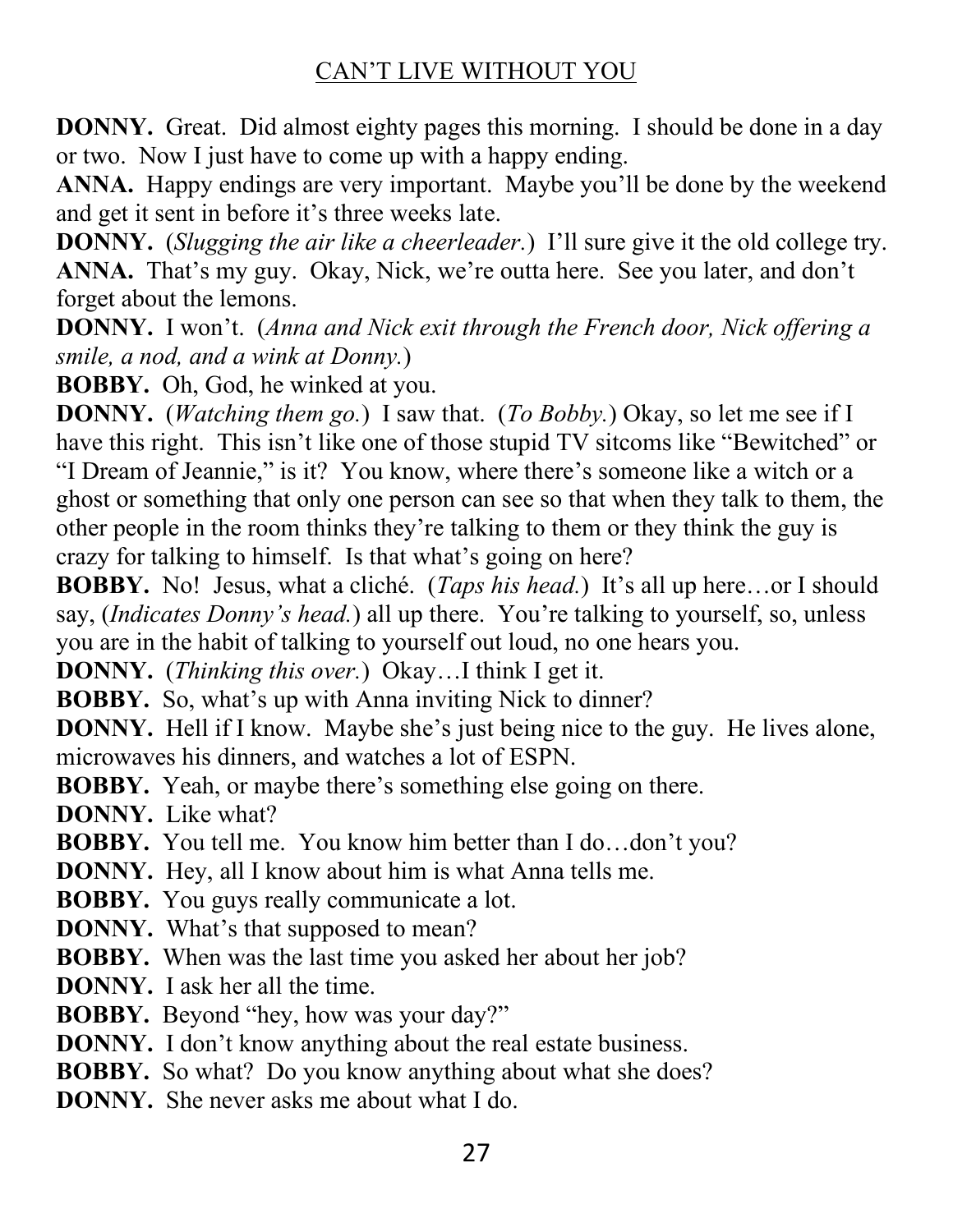**DONNY.** Great. Did almost eighty pages this morning. I should be done in a day or two. Now I just have to come up with a happy ending.

**ANNA.** Happy endings are very important. Maybe you'll be done by the weekend and get it sent in before it's three weeks late.

**DONNY.** (*Slugging the air like a cheerleader.*) I'll sure give it the old college try.

**ANNA.** That's my guy. Okay, Nick, we're outta here. See you later, and don't forget about the lemons.

**DONNY.** I won't. (*Anna and Nick exit through the French door, Nick offering a smile, a nod, and a wink at Donny.*)

**BOBBY.** Oh, God, he winked at you.

**DONNY.** (*Watching them go.*) I saw that. (*To Bobby.*) Okay, so let me see if I have this right. This isn't like one of those stupid TV sitcoms like "Bewitched" or "I Dream of Jeannie," is it? You know, where there's someone like a witch or a ghost or something that only one person can see so that when they talk to them, the other people in the room thinks they're talking to them or they think the guy is crazy for talking to himself. Is that what's going on here?

**BOBBY.** No! Jesus, what a cliché. (*Taps his head.*) It's all up here…or I should say, (*Indicates Donny's head.*) all up there. You're talking to yourself, so, unless you are in the habit of talking to yourself out loud, no one hears you.

**DONNY.** (*Thinking this over.*) Okay…I think I get it.

**BOBBY.** So, what's up with Anna inviting Nick to dinner?

**DONNY.** Hell if I know. Maybe she's just being nice to the guy. He lives alone, microwaves his dinners, and watches a lot of ESPN.

**BOBBY.** Yeah, or maybe there's something else going on there.

**DONNY.** Like what?

**BOBBY.** You tell me. You know him better than I do…don't you?

**DONNY.** Hey, all I know about him is what Anna tells me.

**BOBBY.** You guys really communicate a lot.

**DONNY.** What's that supposed to mean?

**BOBBY.** When was the last time you asked her about her job?

**DONNY.** I ask her all the time.

**BOBBY.** Beyond "hey, how was your day?"

**DONNY.** I don't know anything about the real estate business.

**BOBBY.** So what? Do you know anything about what she does?

**DONNY.** She never asks me about what I do.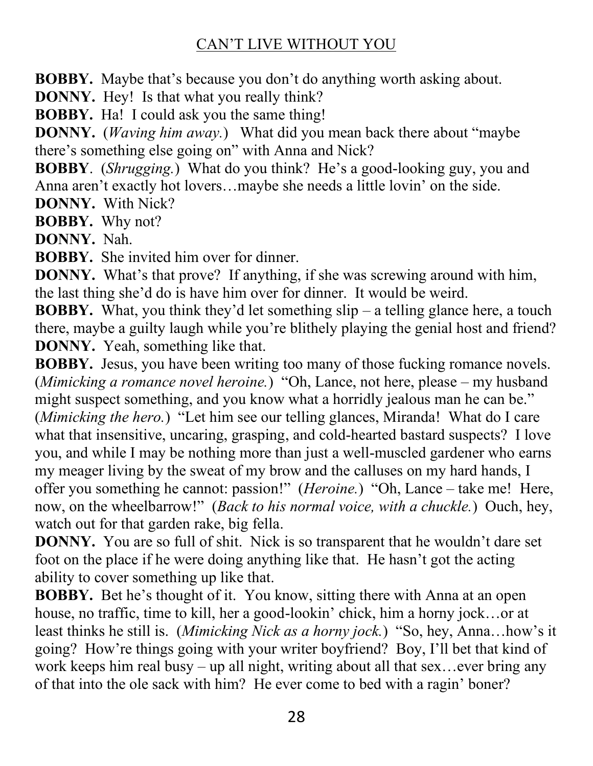**BOBBY.** Maybe that's because you don't do anything worth asking about.

**DONNY.** Hey! Is that what you really think?

**BOBBY.** Ha! I could ask you the same thing!

**DONNY.** (*Waving him away.*) What did you mean back there about "maybe there's something else going on" with Anna and Nick?

**BOBBY**. (*Shrugging.*) What do you think? He's a good-looking guy, you and Anna aren't exactly hot lovers…maybe she needs a little lovin' on the side.

**DONNY.** With Nick?

**BOBBY.** Why not?

**DONNY.** Nah.

**BOBBY.** She invited him over for dinner.

**DONNY.** What's that prove? If anything, if she was screwing around with him, the last thing she'd do is have him over for dinner. It would be weird.

**BOBBY.** What, you think they'd let something slip – a telling glance here, a touch there, maybe a guilty laugh while you're blithely playing the genial host and friend?

**DONNY.** Yeah, something like that.

**BOBBY.** Jesus, you have been writing too many of those fucking romance novels. (*Mimicking a romance novel heroine.*) "Oh, Lance, not here, please – my husband might suspect something, and you know what a horridly jealous man he can be." (*Mimicking the hero.*) "Let him see our telling glances, Miranda! What do I care what that insensitive, uncaring, grasping, and cold-hearted bastard suspects? I love you, and while I may be nothing more than just a well-muscled gardener who earns my meager living by the sweat of my brow and the calluses on my hard hands, I offer you something he cannot: passion!" (*Heroine.*) "Oh, Lance – take me! Here, now, on the wheelbarrow!" (*Back to his normal voice, with a chuckle.*) Ouch, hey, watch out for that garden rake, big fella.

**DONNY.** You are so full of shit. Nick is so transparent that he wouldn't dare set foot on the place if he were doing anything like that. He hasn't got the acting ability to cover something up like that.

**BOBBY.** Bet he's thought of it. You know, sitting there with Anna at an open house, no traffic, time to kill, her a good-lookin' chick, him a horny jock…or at least thinks he still is. (*Mimicking Nick as a horny jock.*) "So, hey, Anna…how's it going? How're things going with your writer boyfriend? Boy, I'll bet that kind of work keeps him real busy – up all night, writing about all that sex…ever bring any of that into the ole sack with him? He ever come to bed with a ragin' boner?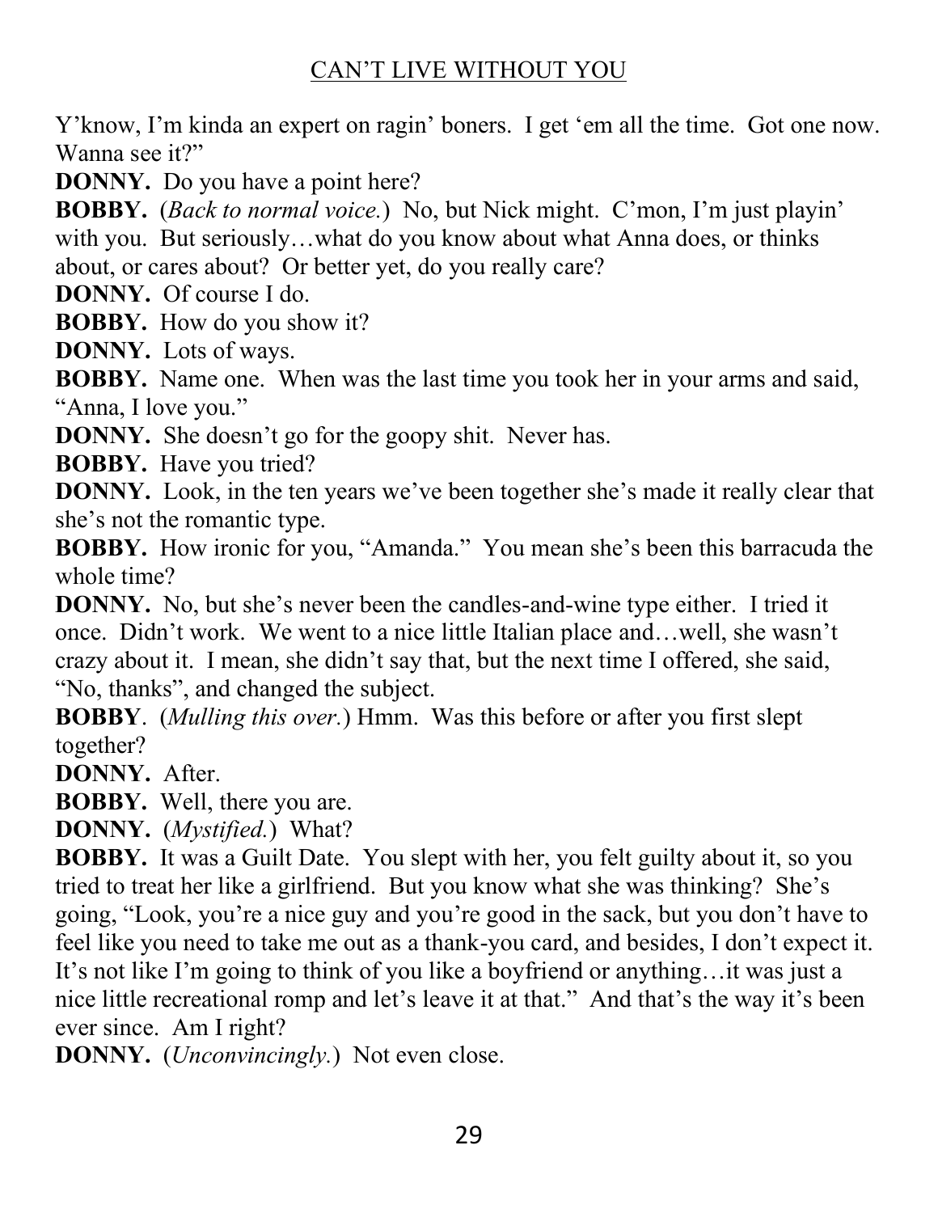Y'know, I'm kinda an expert on ragin' boners. I get 'em all the time. Got one now. Wanna see it?"

**DONNY.** Do you have a point here?

**BOBBY.** (*Back to normal voice.*) No, but Nick might. C'mon, I'm just playin' with you. But seriously…what do you know about what Anna does, or thinks about, or cares about? Or better yet, do you really care?

**DONNY.** Of course I do.

**BOBBY.** How do you show it?

**DONNY.** Lots of ways.

**BOBBY.** Name one. When was the last time you took her in your arms and said, "Anna, I love you."

**DONNY.** She doesn't go for the goopy shit. Never has.

**BOBBY.** Have you tried?

**DONNY.** Look, in the ten years we've been together she's made it really clear that she's not the romantic type.

**BOBBY.** How ironic for you, "Amanda." You mean she's been this barracuda the whole time?

**DONNY.** No, but she's never been the candles-and-wine type either. I tried it once. Didn't work. We went to a nice little Italian place and…well, she wasn't crazy about it. I mean, she didn't say that, but the next time I offered, she said, "No, thanks", and changed the subject.

**BOBBY**. (*Mulling this over.*) Hmm. Was this before or after you first slept together?

**DONNY.** After.

**BOBBY.** Well, there you are.

**DONNY.** (*Mystified.*) What?

**BOBBY.** It was a Guilt Date. You slept with her, you felt guilty about it, so you tried to treat her like a girlfriend. But you know what she was thinking? She's going, "Look, you're a nice guy and you're good in the sack, but you don't have to feel like you need to take me out as a thank-you card, and besides, I don't expect it. It's not like I'm going to think of you like a boyfriend or anything…it was just a nice little recreational romp and let's leave it at that." And that's the way it's been ever since. Am I right?

**DONNY.** (*Unconvincingly.*) Not even close.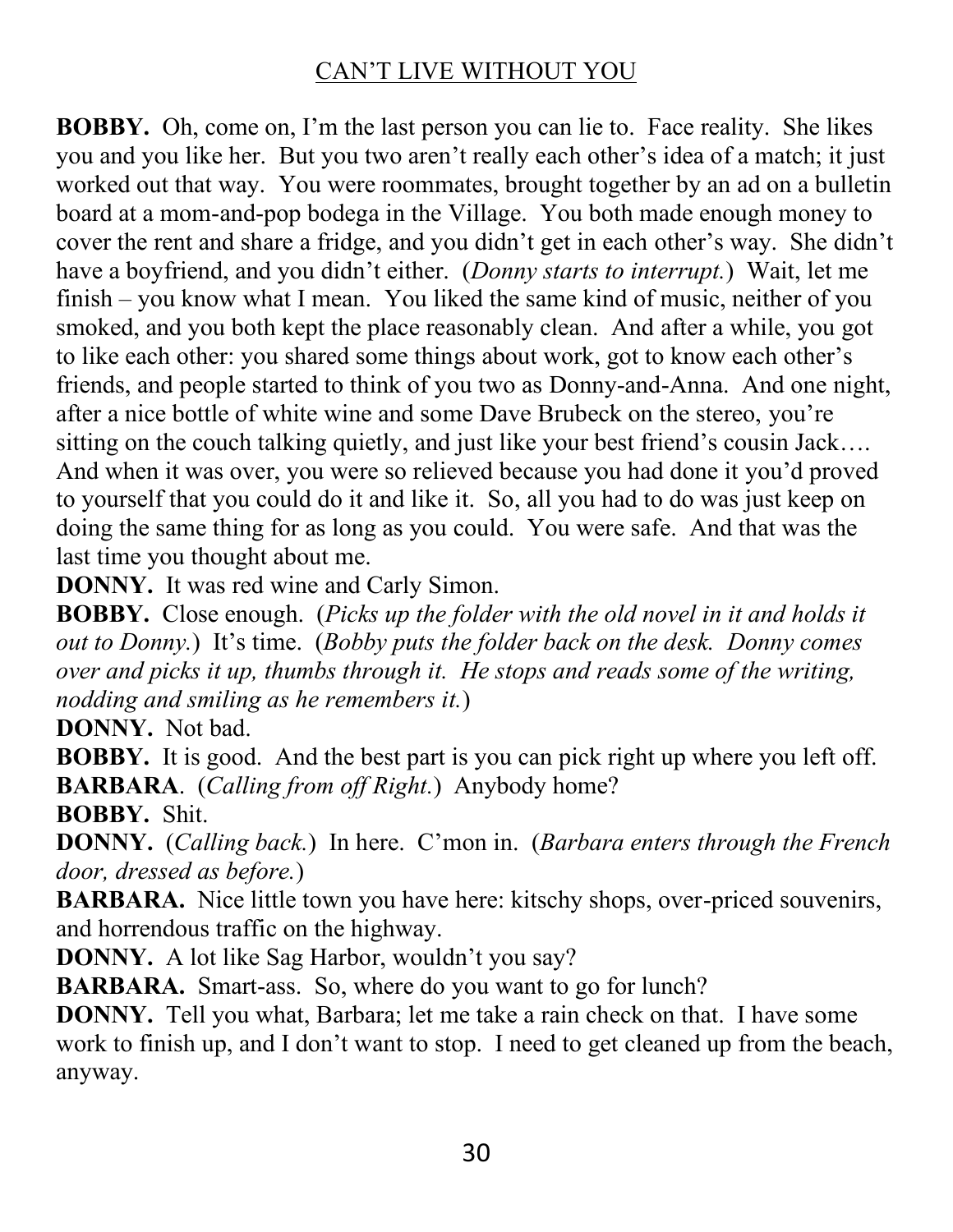**BOBBY.** Oh, come on, I'm the last person you can lie to. Face reality. She likes you and you like her. But you two aren't really each other's idea of a match; it just worked out that way. You were roommates, brought together by an ad on a bulletin board at a mom-and-pop bodega in the Village. You both made enough money to cover the rent and share a fridge, and you didn't get in each other's way. She didn't have a boyfriend, and you didn't either. (*Donny starts to interrupt.*) Wait, let me finish – you know what I mean. You liked the same kind of music, neither of you smoked, and you both kept the place reasonably clean. And after a while, you got to like each other: you shared some things about work, got to know each other's friends, and people started to think of you two as Donny-and-Anna. And one night, after a nice bottle of white wine and some Dave Brubeck on the stereo, you're sitting on the couch talking quietly, and just like your best friend's cousin Jack…. And when it was over, you were so relieved because you had done it you'd proved to yourself that you could do it and like it. So, all you had to do was just keep on doing the same thing for as long as you could. You were safe. And that was the last time you thought about me.

**DONNY.** It was red wine and Carly Simon.

**BOBBY.** Close enough. (*Picks up the folder with the old novel in it and holds it out to Donny.*) It's time. (*Bobby puts the folder back on the desk. Donny comes over and picks it up, thumbs through it. He stops and reads some of the writing, nodding and smiling as he remembers it.*)

**DONNY.** Not bad.

**BOBBY.** It is good. And the best part is you can pick right up where you left off.

**BARBARA**. (*Calling from off Right.*) Anybody home?

**BOBBY.** Shit.

**DONNY.** (*Calling back.*) In here. C'mon in. (*Barbara enters through the French door, dressed as before.*)

**BARBARA.** Nice little town you have here: kitschy shops, over-priced souvenirs, and horrendous traffic on the highway.

**DONNY.** A lot like Sag Harbor, wouldn't you say?

**BARBARA.** Smart-ass. So, where do you want to go for lunch?

**DONNY.** Tell you what, Barbara; let me take a rain check on that. I have some work to finish up, and I don't want to stop. I need to get cleaned up from the beach, anyway.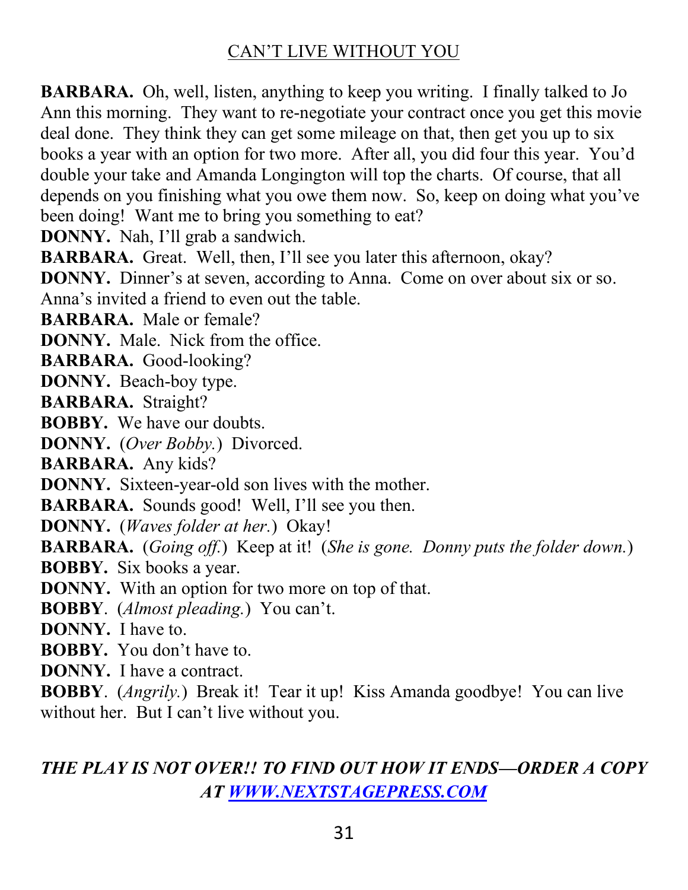**BARBARA.** Oh, well, listen, anything to keep you writing. I finally talked to Jo Ann this morning. They want to re-negotiate your contract once you get this movie deal done. They think they can get some mileage on that, then get you up to six books a year with an option for two more. After all, you did four this year. You'd double your take and Amanda Longington will top the charts. Of course, that all depends on you finishing what you owe them now. So, keep on doing what you've been doing! Want me to bring you something to eat?

**DONNY.** Nah, I'll grab a sandwich.

**BARBARA.** Great. Well, then, I'll see you later this afternoon, okay?

**DONNY.** Dinner's at seven, according to Anna. Come on over about six or so. Anna's invited a friend to even out the table.

**BARBARA.** Male or female?

**DONNY.** Male. Nick from the office.

**BARBARA.** Good-looking?

**DONNY.** Beach-boy type.

**BARBARA.** Straight?

**BOBBY.** We have our doubts.

**DONNY.** (*Over Bobby.*) Divorced.

**BARBARA.** Any kids?

**DONNY.** Sixteen-year-old son lives with the mother.

**BARBARA.** Sounds good! Well, I'll see you then.

**DONNY.** (*Waves folder at her.*) Okay!

**BARBARA.** (*Going off.*) Keep at it! (*She is gone. Donny puts the folder down.*)

**BOBBY.** Six books a year.

**DONNY.** With an option for two more on top of that.

**BOBBY**. (*Almost pleading.*) You can't.

**DONNY.** I have to.

**BOBBY.** You don't have to.

**DONNY.** I have a contract.

**BOBBY**. (*Angrily.*) Break it! Tear it up! Kiss Amanda goodbye! You can live without her. But I can't live without you.

***THE PLAY IS NOT OVER!! TO FIND OUT HOW IT ENDS—ORDER A COPY AT [WWW.NEXTSTAGEPRESS.COM](http://www.nextstagepress.com)***